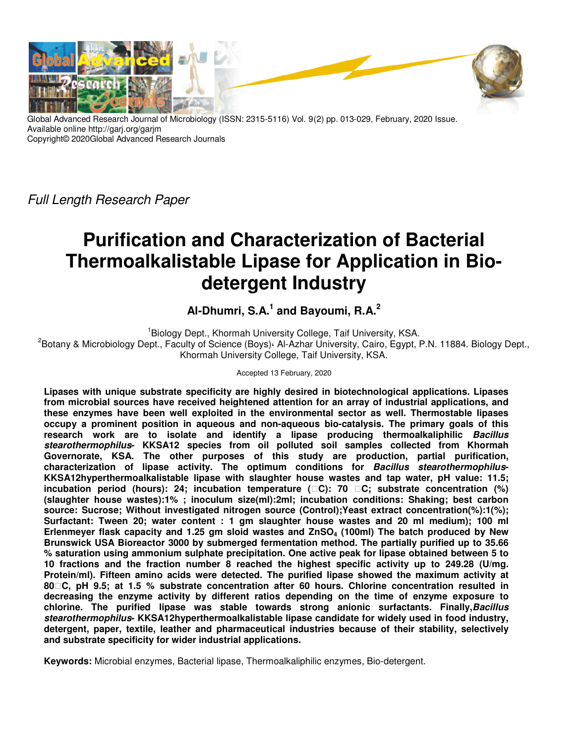Global Advanced Research Journal of Microbiology (ISSN: 2315-5116) Vol. 9(2) pp. 013-029, February, 2020 Issue.
Available online http://garj.org/garjm
Copyright© 2020Global Advanced Research Journals

*Full Length Research Paper*

# Purification and Characterization of Bacterial Thermoalkalistable Lipase for Application in Bio-detergent Industry

**Al-Dhumri, S.A.[1] and Bayoumi, R.A.[2]**

[1]Biology Dept., Khormah University College, Taif University, KSA.
[2]Botany & Microbiology Dept., Faculty of Science (Boys)، Al-Azhar University, Cairo, Egypt, P.N. 11884. Biology Dept., Khormah University College, Taif University, KSA.

Accepted 13 February, 2020

**Lipases with unique substrate specificity are highly desired in biotechnological applications. Lipases from microbial sources have received heightened attention for an array of industrial applications, and these enzymes have been well exploited in the environmental sector as well. Thermostable lipases occupy a prominent position in aqueous and non-aqueous bio-catalysis. The primary goals of this research work are to isolate and identify a lipase producing thermoalkaliphilic *Bacillus stearothermophilus*- KKSA12 species from oil polluted soil samples collected from Khormah Governorate, KSA. The other purposes of this study are production, partial purification, characterization of lipase activity. The optimum conditions for *Bacillus stearothermophilus*-KKSA12hyperthermoalkalistable lipase with slaughter house wastes and tap water, pH value: 11.5; incubation period (hours): 24; incubation temperature (°C): 70 °C; substrate concentration (%) (slaughter house wastes):1% ; inoculum size(ml):2ml; incubation conditions: Shaking; best carbon source: Sucrose; Without investigated nitrogen source (Control);Yeast extract concentration(%):1(%); Surfactant: Tween 20; water content : 1 gm slaughter house wastes and 20 ml medium); 100 ml Erlenmeyer flask capacity and 1.25 gm sloid wastes and $ZnSO_4$ (100ml) The batch produced by New Brunswick USA Bioreactor 3000 by submerged fermentation method. The partially purified up to 35.66 % saturation using ammonium sulphate precipitation. One active peak for lipase obtained between 5 to 10 fractions and the fraction number 8 reached the highest specific activity up to 249.28 (U/mg. Protein/ml). Fifteen amino acids were detected. The purified lipase showed the maximum activity at 80°C, pH 9.5; at 1.5 % substrate concentration after 60 hours. Chlorine concentration resulted in decreasing the enzyme activity by different ratios depending on the time of enzyme exposure to chlorine. The purified lipase was stable towards strong anionic surfactants. Finally,*Bacillus stearothermophilus*- KKSA12hyperthermoalkalistable lipase candidate for widely used in food industry, detergent, paper, textile, leather and pharmaceutical industries because of their stability, selectively and substrate specificity for wider industrial applications.**

**Keywords:** Microbial enzymes, Bacterial lipase, Thermoalkaliphilic enzymes, Bio-detergent.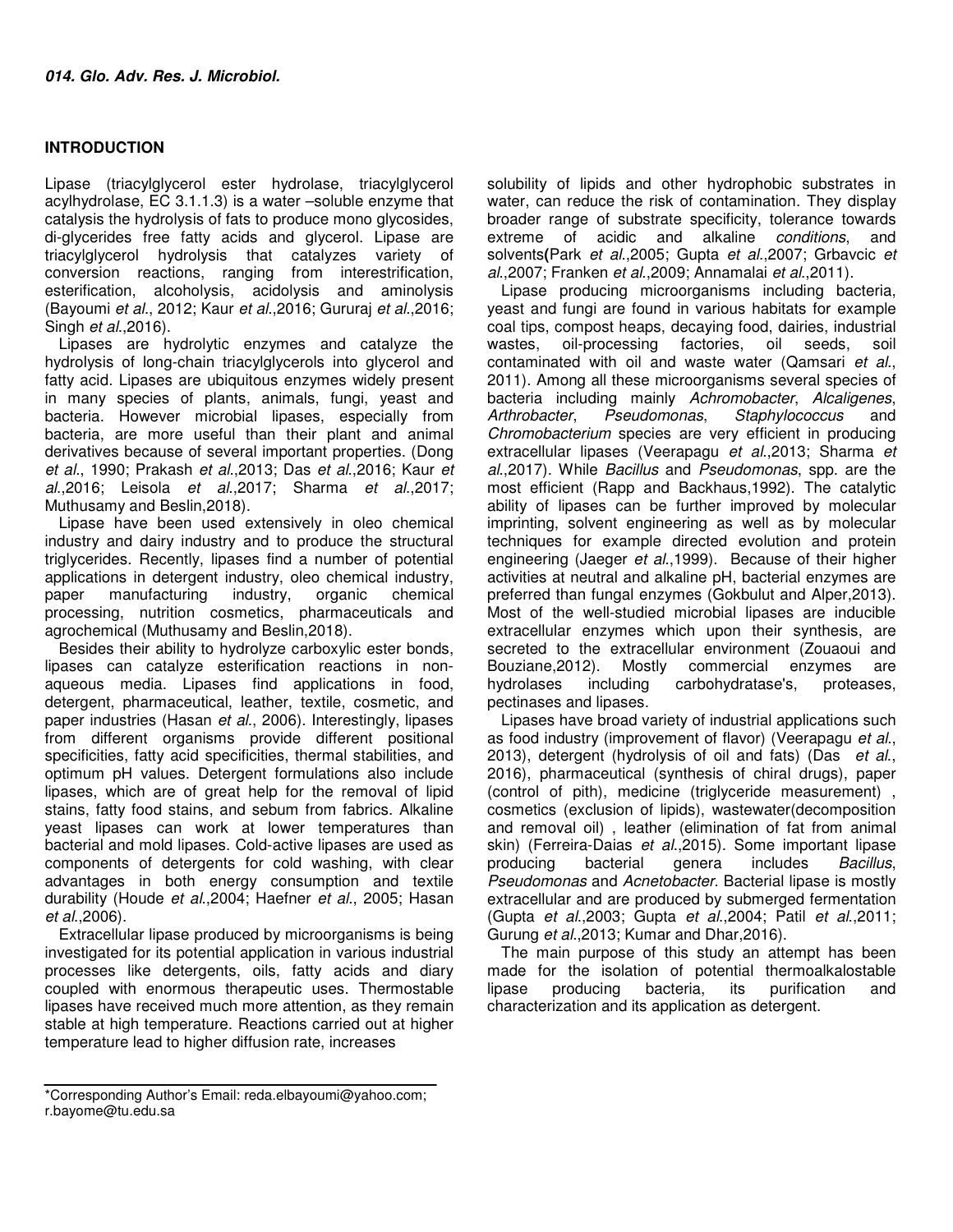## INTRODUCTION

Lipase (triacylglycerol ester hydrolase, triacylglycerol acylhydrolase, EC 3.1.1.3) is a water –soluble enzyme that catalysis the hydrolysis of fats to produce mono glycosides, di-glycerides free fatty acids and glycerol. Lipase are triacylglycerol hydrolysis that catalyzes variety of conversion reactions, ranging from interestrification, esterification, alcoholysis, acidolysis and aminolysis (Bayoumi *et al*., 2012; Kaur *et al*.,2016; Gururaj *et al*.,2016; Singh *et al*.,2016).

Lipases are hydrolytic enzymes and catalyze the hydrolysis of long-chain triacylglycerols into glycerol and fatty acid. Lipases are ubiquitous enzymes widely present in many species of plants, animals, fungi, yeast and bacteria. However microbial lipases, especially from bacteria, are more useful than their plant and animal derivatives because of several important properties. (Dong *et al*., 1990; Prakash *et al*.,2013; Das *et al*.,2016; Kaur *et al*.,2016; Leisola *et al*.,2017; Sharma *et al*.,2017; Muthusamy and Beslin,2018).

Lipase have been used extensively in oleo chemical industry and dairy industry and to produce the structural triglycerides. Recently, lipases find a number of potential applications in detergent industry, oleo chemical industry, paper manufacturing industry, organic chemical processing, nutrition cosmetics, pharmaceuticals and agrochemical (Muthusamy and Beslin,2018).

Besides their ability to hydrolyze carboxylic ester bonds, lipases can catalyze esterification reactions in non-aqueous media. Lipases find applications in food, detergent, pharmaceutical, leather, textile, cosmetic, and paper industries (Hasan *et al*., 2006). Interestingly, lipases from different organisms provide different positional specificities, fatty acid specificities, thermal stabilities, and optimum pH values. Detergent formulations also include lipases, which are of great help for the removal of lipid stains, fatty food stains, and sebum from fabrics. Alkaline yeast lipases can work at lower temperatures than bacterial and mold lipases. Cold-active lipases are used as components of detergents for cold washing, with clear advantages in both energy consumption and textile durability (Houde *et al*.,2004; Haefner *et al*., 2005; Hasan *et al*.,2006).

Extracellular lipase produced by microorganisms is being investigated for its potential application in various industrial processes like detergents, oils, fatty acids and diary coupled with enormous therapeutic uses. Thermostable lipases have received much more attention, as they remain stable at high temperature. Reactions carried out at higher temperature lead to higher diffusion rate, increases solubility of lipids and other hydrophobic substrates in water, can reduce the risk of contamination. They display broader range of substrate specificity, tolerance towards extreme of acidic and alkaline *conditions*, and solvents(Park *et al*.,2005; Gupta *et al*.,2007; Grbavcic *et al*.,2007; Franken *et al*.,2009; Annamalai *et al*.,2011).

Lipase producing microorganisms including bacteria, yeast and fungi are found in various habitats for example coal tips, compost heaps, decaying food, dairies, industrial wastes, oil-processing factories, oil seeds, soil contaminated with oil and waste water (Qamsari *et al*., 2011). Among all these microorganisms several species of bacteria including mainly *Achromobacter*, *Alcaligenes*, *Arthrobacter*, *Pseudomonas*, *Staphylococcus* and *Chromobacterium* species are very efficient in producing extracellular lipases (Veerapagu *et al*.,2013; Sharma *et al*.,2017). While *Bacillus* and *Pseudomonas*, spp. are the most efficient (Rapp and Backhaus,1992). The catalytic ability of lipases can be further improved by molecular imprinting, solvent engineering as well as by molecular techniques for example directed evolution and protein engineering (Jaeger *et al*.,1999). Because of their higher activities at neutral and alkaline pH, bacterial enzymes are preferred than fungal enzymes (Gokbulut and Alper,2013). Most of the well-studied microbial lipases are inducible extracellular enzymes which upon their synthesis, are secreted to the extracellular environment (Zouaoui and Bouziane,2012). Mostly commercial enzymes are hydrolases including carbohydratase's, proteases, pectinases and lipases.

Lipases have broad variety of industrial applications such as food industry (improvement of flavor) (Veerapagu *et al*., 2013), detergent (hydrolysis of oil and fats) (Das *et al*., 2016), pharmaceutical (synthesis of chiral drugs), paper (control of pith), medicine (triglyceride measurement) , cosmetics (exclusion of lipids), wastewater(decomposition and removal oil) , leather (elimination of fat from animal skin) (Ferreira-Daias *et al*.,2015). Some important lipase producing bacterial genera includes *Bacillus*, *Pseudomonas* and *Acnetobacter*. Bacterial lipase is mostly extracellular and are produced by submerged fermentation (Gupta *et al*.,2003; Gupta *et al*.,2004; Patil *et al*.,2011; Gurung *et al*.,2013; Kumar and Dhar,2016).

The main purpose of this study an attempt has been made for the isolation of potential thermoalkalostable lipase producing bacteria, its purification and characterization and its application as detergent.

---

*Corresponding Author's Email: reda.elbayoumi@yahoo.com; r.bayome@tu.edu.sa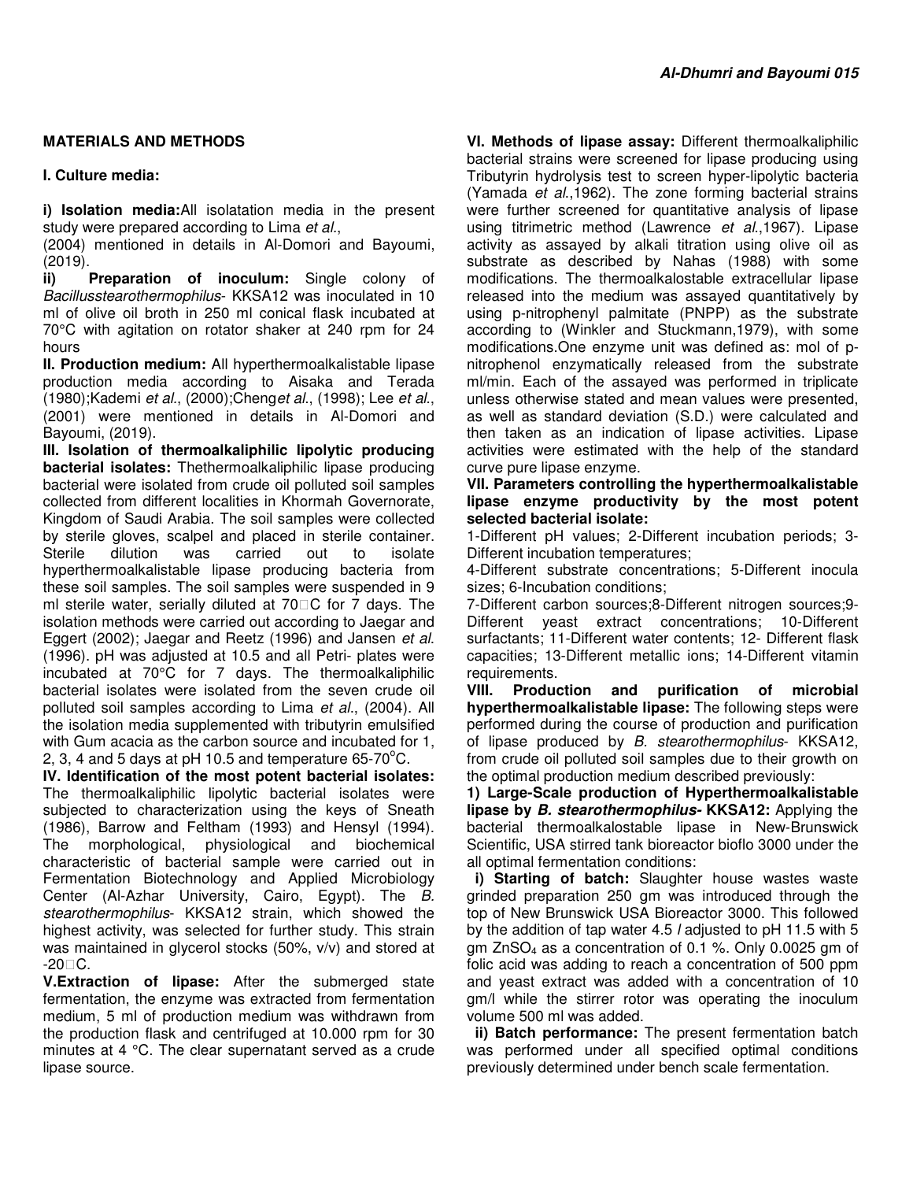## MATERIALS AND METHODS

### I. Culture media:

**i) Isolation media:** All isolatation media in the present study were prepared according to Lima *et al.*, (2004) mentioned in details in Al-Domori and Bayoumi, (2019).

**ii) Preparation of inoculum:** Single colony of *Bacillusstearothermophilus*- KKSA12 was inoculated in 10 ml of olive oil broth in 250 ml conical flask incubated at 70°C with agitation on rotator shaker at 240 rpm for 24 hours

**II. Production medium:** All hyperthermoalkalistable lipase production media according to Aisaka and Terada (1980);Kademi *et al.*, (2000);Cheng*et al.*, (1998); Lee *et al.*, (2001) were mentioned in details in Al-Domori and Bayoumi, (2019).

**III. Isolation of thermoalkaliphilic lipolytic producing bacterial isolates:** Thethermoalkaliphilic lipase producing bacterial were isolated from crude oil polluted soil samples collected from different localities in Khormah Governorate, Kingdom of Saudi Arabia. The soil samples were collected by sterile gloves, scalpel and placed in sterile container. Sterile dilution was carried out to isolate hyperthermoalkalistable lipase producing bacteria from these soil samples. The soil samples were suspended in 9 ml sterile water, serially diluted at 70□C for 7 days. The isolation methods were carried out according to Jaegar and Eggert (2002); Jaegar and Reetz (1996) and Jansen *et al.* (1996). pH was adjusted at 10.5 and all Petri- plates were incubated at 70°C for 7 days. The thermoalkaliphilic bacterial isolates were isolated from the seven crude oil polluted soil samples according to Lima *et al.*, (2004). All the isolation media supplemented with tributyrin emulsified with Gum acacia as the carbon source and incubated for 1, 2, 3, 4 and 5 days at pH 10.5 and temperature 65-70°C.

**IV. Identification of the most potent bacterial isolates:** The thermoalkaliphilic lipolytic bacterial isolates were subjected to characterization using the keys of Sneath (1986), Barrow and Feltham (1993) and Hensyl (1994). The morphological, physiological and biochemical characteristic of bacterial sample were carried out in Fermentation Biotechnology and Applied Microbiology Center (Al-Azhar University, Cairo, Egypt). The *B. stearothermophilus*- KKSA12 strain, which showed the highest activity, was selected for further study. This strain was maintained in glycerol stocks (50%, v/v) and stored at -20□C.

**V.Extraction of lipase:** After the submerged state fermentation, the enzyme was extracted from fermentation medium, 5 ml of production medium was withdrawn from the production flask and centrifuged at 10.000 rpm for 30 minutes at 4 °C. The clear supernatant served as a crude lipase source.

**VI. Methods of lipase assay:** Different thermoalkaliphilic bacterial strains were screened for lipase producing using Tributyrin hydrolysis test to screen hyper-lipolytic bacteria (Yamada *et al.*,1962). The zone forming bacterial strains were further screened for quantitative analysis of lipase using titrimetric method (Lawrence *et al.*,1967). Lipase activity as assayed by alkali titration using olive oil as substrate as described by Nahas (1988) with some modifications. The thermoalkalostable extracellular lipase released into the medium was assayed quantitatively by using p-nitrophenyl palmitate (PNPP) as the substrate according to (Winkler and Stuckmann,1979), with some modifications.One enzyme unit was defined as: mol of p-nitrophenol enzymatically released from the substrate ml/min. Each of the assayed was performed in triplicate unless otherwise stated and mean values were presented, as well as standard deviation (S.D.) were calculated and then taken as an indication of lipase activities. Lipase activities were estimated with the help of the standard curve pure lipase enzyme.

**VII. Parameters controlling the hyperthermoalkalistable lipase enzyme productivity by the most potent selected bacterial isolate:**

1-Different pH values; 2-Different incubation periods; 3-Different incubation temperatures;
4-Different substrate concentrations; 5-Different inocula sizes; 6-Incubation conditions;
7-Different carbon sources;8-Different nitrogen sources;9-Different yeast extract concentrations; 10-Different surfactants; 11-Different water contents; 12- Different flask capacities; 13-Different metallic ions; 14-Different vitamin requirements.

**VIII. Production and purification of microbial hyperthermoalkalistable lipase:** The following steps were performed during the course of production and purification of lipase produced by *B. stearothermophilus*- KKSA12, from crude oil polluted soil samples due to their growth on the optimal production medium described previously:

**1) Large-Scale production of Hyperthermoalkalistable lipase by *B. stearothermophilus*- KKSA12:** Applying the bacterial thermoalkalostable lipase in New-Brunswick Scientific, USA stirred tank bioreactor bioflo 3000 under the all optimal fermentation conditions:

**i) Starting of batch:** Slaughter house wastes waste grinded preparation 250 gm was introduced through the top of New Brunswick USA Bioreactor 3000. This followed by the addition of tap water 4.5 *l* adjusted to pH 11.5 with 5 gm $ZnSO_4$ as a concentration of 0.1 %. Only 0.0025 gm of folic acid was adding to reach a concentration of 500 ppm and yeast extract was added with a concentration of 10 gm/l while the stirrer rotor was operating the inoculum volume 500 ml was added.

**ii) Batch performance:** The present fermentation batch was performed under all specified optimal conditions previously determined under bench scale fermentation.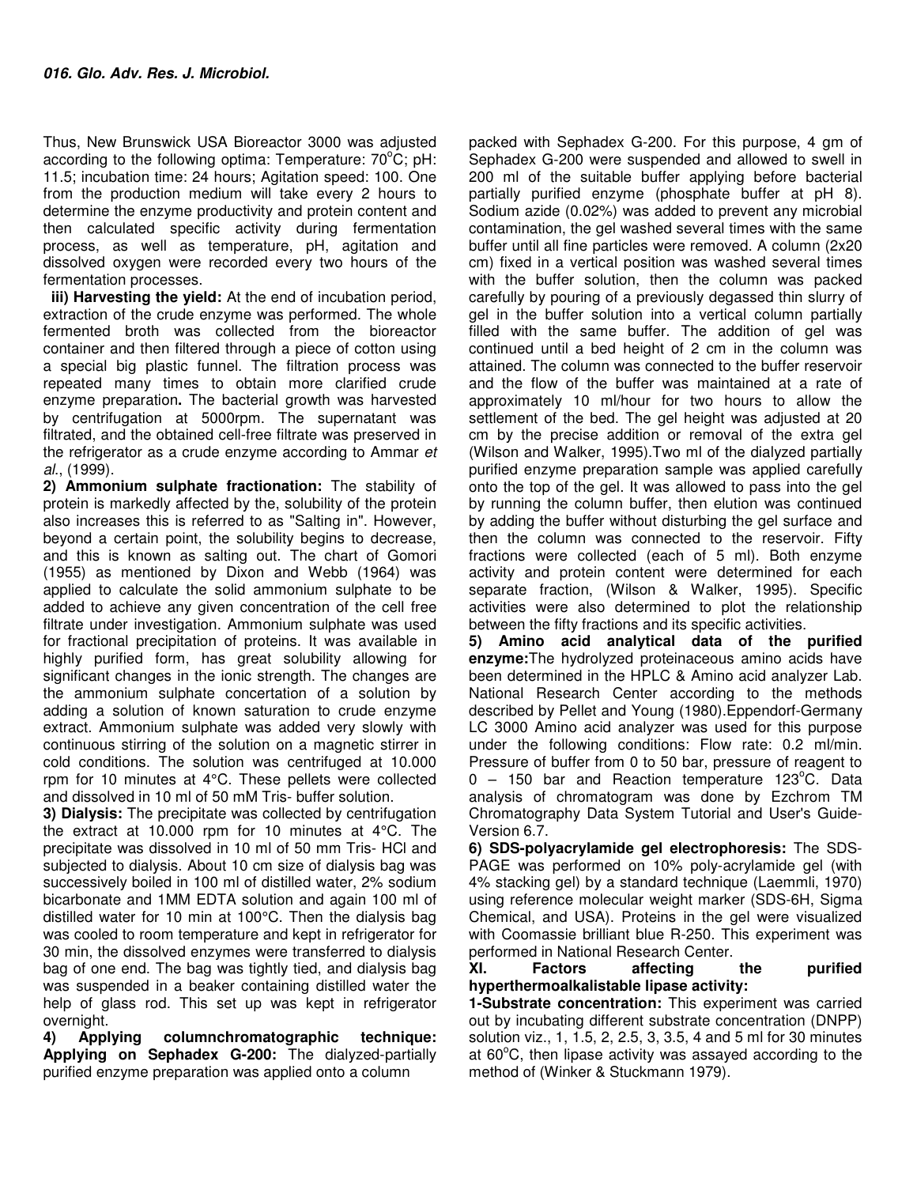Thus, New Brunswick USA Bioreactor 3000 was adjusted according to the following optima: Temperature: 70°C; pH: 11.5; incubation time: 24 hours; Agitation speed: 100. One from the production medium will take every 2 hours to determine the enzyme productivity and protein content and then calculated specific activity during fermentation process, as well as temperature, pH, agitation and dissolved oxygen were recorded every two hours of the fermentation processes.

**iii) Harvesting the yield:** At the end of incubation period, extraction of the crude enzyme was performed. The whole fermented broth was collected from the bioreactor container and then filtered through a piece of cotton using a special big plastic funnel. The filtration process was repeated many times to obtain more clarified crude enzyme preparation**.** The bacterial growth was harvested by centrifugation at 5000rpm. The supernatant was filtrated, and the obtained cell-free filtrate was preserved in the refrigerator as a crude enzyme according to Ammar *et al.*, (1999).

**2) Ammonium sulphate fractionation:** The stability of protein is markedly affected by the, solubility of the protein also increases this is referred to as "Salting in". However, beyond a certain point, the solubility begins to decrease, and this is known as salting out. The chart of Gomori (1955) as mentioned by Dixon and Webb (1964) was applied to calculate the solid ammonium sulphate to be added to achieve any given concentration of the cell free filtrate under investigation. Ammonium sulphate was used for fractional precipitation of proteins. It was available in highly purified form, has great solubility allowing for significant changes in the ionic strength. The changes are the ammonium sulphate concertation of a solution by adding a solution of known saturation to crude enzyme extract. Ammonium sulphate was added very slowly with continuous stirring of the solution on a magnetic stirrer in cold conditions. The solution was centrifuged at 10.000 rpm for 10 minutes at 4°C. These pellets were collected and dissolved in 10 ml of 50 mM Tris- buffer solution.

**3) Dialysis:** The precipitate was collected by centrifugation the extract at 10.000 rpm for 10 minutes at 4°C. The precipitate was dissolved in 10 ml of 50 mm Tris- HCl and subjected to dialysis. About 10 cm size of dialysis bag was successively boiled in 100 ml of distilled water, 2% sodium bicarbonate and 1MM EDTA solution and again 100 ml of distilled water for 10 min at 100°C. Then the dialysis bag was cooled to room temperature and kept in refrigerator for 30 min, the dissolved enzymes were transferred to dialysis bag of one end. The bag was tightly tied, and dialysis bag was suspended in a beaker containing distilled water the help of glass rod. This set up was kept in refrigerator overnight.

**4) Applying columnchromatographic technique: Applying on Sephadex G-200:** The dialyzed-partially purified enzyme preparation was applied onto a column packed with Sephadex G-200. For this purpose, 4 gm of Sephadex G-200 were suspended and allowed to swell in 200 ml of the suitable buffer applying before bacterial partially purified enzyme (phosphate buffer at pH 8). Sodium azide (0.02%) was added to prevent any microbial contamination, the gel washed several times with the same buffer until all fine particles were removed. A column (2x20 cm) fixed in a vertical position was washed several times with the buffer solution, then the column was packed carefully by pouring of a previously degassed thin slurry of gel in the buffer solution into a vertical column partially filled with the same buffer. The addition of gel was continued until a bed height of 2 cm in the column was attained. The column was connected to the buffer reservoir and the flow of the buffer was maintained at a rate of approximately 10 ml/hour for two hours to allow the settlement of the bed. The gel height was adjusted at 20 cm by the precise addition or removal of the extra gel (Wilson and Walker, 1995).Two ml of the dialyzed partially purified enzyme preparation sample was applied carefully onto the top of the gel. It was allowed to pass into the gel by running the column buffer, then elution was continued by adding the buffer without disturbing the gel surface and then the column was connected to the reservoir. Fifty fractions were collected (each of 5 ml). Both enzyme activity and protein content were determined for each separate fraction, (Wilson & Walker, 1995). Specific activities were also determined to plot the relationship between the fifty fractions and its specific activities.

**5) Amino acid analytical data of the purified enzyme:**The hydrolyzed proteinaceous amino acids have been determined in the HPLC & Amino acid analyzer Lab. National Research Center according to the methods described by Pellet and Young (1980).Eppendorf-Germany LC 3000 Amino acid analyzer was used for this purpose under the following conditions: Flow rate: 0.2 ml/min. Pressure of buffer from 0 to 50 bar, pressure of reagent to 0 – 150 bar and Reaction temperature 123°C. Data analysis of chromatogram was done by Ezchrom TM Chromatography Data System Tutorial and User's Guide-Version 6.7.

**6) SDS-polyacrylamide gel electrophoresis:** The SDS-PAGE was performed on 10% poly-acrylamide gel (with 4% stacking gel) by a standard technique (Laemmli, 1970) using reference molecular weight marker (SDS-6H, Sigma Chemical, and USA). Proteins in the gel were visualized with Coomassie brilliant blue R-250. This experiment was performed in National Research Center.

**XI. Factors affecting the purified hyperthermoalkalistable lipase activity:**

**1-Substrate concentration:** This experiment was carried out by incubating different substrate concentration (DNPP) solution viz., 1, 1.5, 2, 2.5, 3, 3.5, 4 and 5 ml for 30 minutes at 60°C, then lipase activity was assayed according to the method of (Winker & Stuckmann 1979).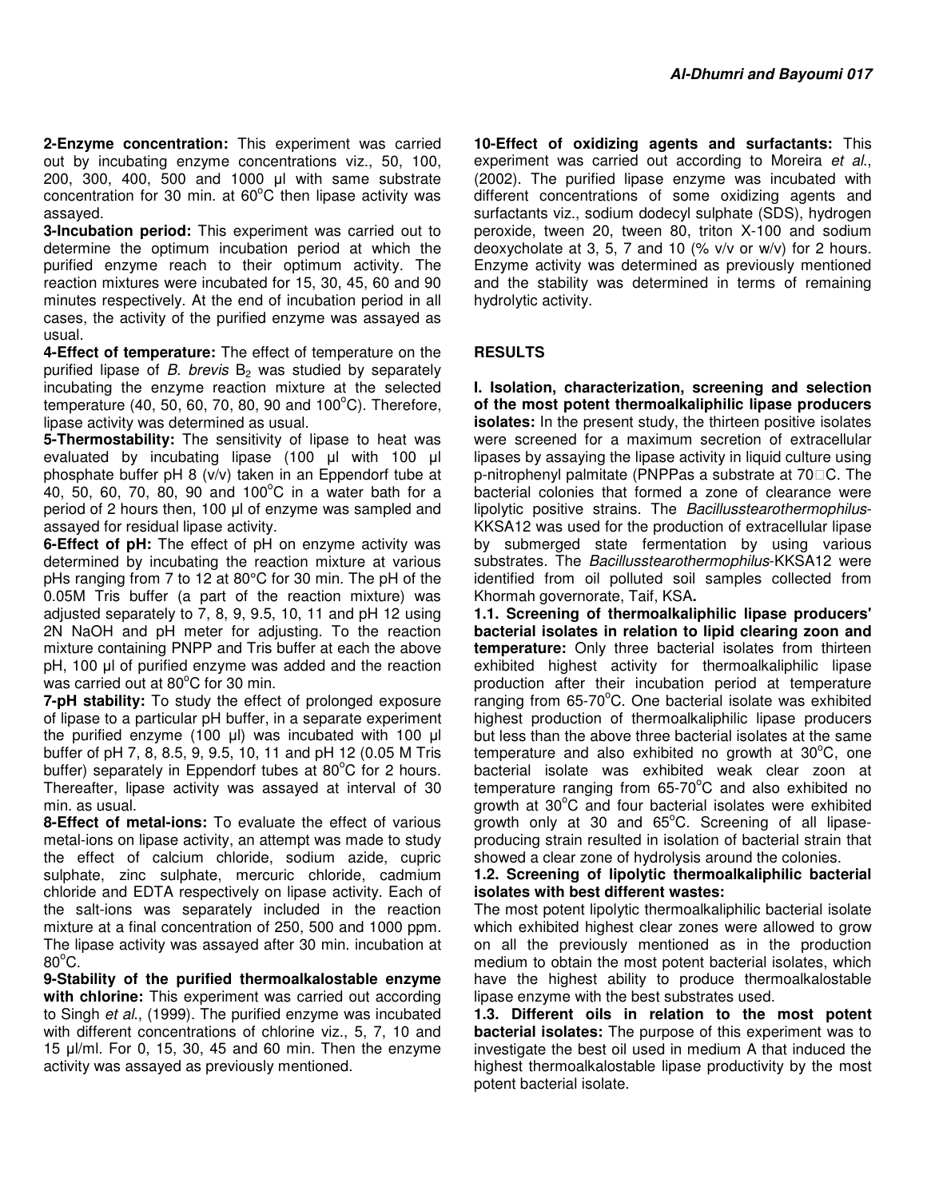**2-Enzyme concentration:** This experiment was carried out by incubating enzyme concentrations viz., 50, 100, 200, 300, 400, 500 and 1000 µl with same substrate concentration for 30 min. at 60°C then lipase activity was assayed.

**3-Incubation period:** This experiment was carried out to determine the optimum incubation period at which the purified enzyme reach to their optimum activity. The reaction mixtures were incubated for 15, 30, 45, 60 and 90 minutes respectively. At the end of incubation period in all cases, the activity of the purified enzyme was assayed as usual.

**4-Effect of temperature:** The effect of temperature on the purified lipase of *B. brevis* $B_2$ was studied by separately incubating the enzyme reaction mixture at the selected temperature (40, 50, 60, 70, 80, 90 and 100°C). Therefore, lipase activity was determined as usual.

**5-Thermostability:** The sensitivity of lipase to heat was evaluated by incubating lipase (100 µl with 100 µl phosphate buffer pH 8 (v/v) taken in an Eppendorf tube at 40, 50, 60, 70, 80, 90 and 100°C in a water bath for a period of 2 hours then, 100 µl of enzyme was sampled and assayed for residual lipase activity.

**6-Effect of pH:** The effect of pH on enzyme activity was determined by incubating the reaction mixture at various pHs ranging from 7 to 12 at 80°C for 30 min. The pH of the 0.05M Tris buffer (a part of the reaction mixture) was adjusted separately to 7, 8, 9, 9.5, 10, 11 and pH 12 using 2N NaOH and pH meter for adjusting. To the reaction mixture containing PNPP and Tris buffer at each the above pH, 100 µl of purified enzyme was added and the reaction was carried out at 80°C for 30 min.

**7-pH stability:** To study the effect of prolonged exposure of lipase to a particular pH buffer, in a separate experiment the purified enzyme (100 µl) was incubated with 100 µl buffer of pH 7, 8, 8.5, 9, 9.5, 10, 11 and pH 12 (0.05 M Tris buffer) separately in Eppendorf tubes at 80°C for 2 hours. Thereafter, lipase activity was assayed at interval of 30 min. as usual.

**8-Effect of metal-ions:** To evaluate the effect of various metal-ions on lipase activity, an attempt was made to study the effect of calcium chloride, sodium azide, cupric sulphate, zinc sulphate, mercuric chloride, cadmium chloride and EDTA respectively on lipase activity. Each of the salt-ions was separately included in the reaction mixture at a final concentration of 250, 500 and 1000 ppm. The lipase activity was assayed after 30 min. incubation at 80°C.

**9-Stability of the purified thermoalkalostable enzyme with chlorine:** This experiment was carried out according to Singh *et al*., (1999). The purified enzyme was incubated with different concentrations of chlorine viz., 5, 7, 10 and 15 µl/ml. For 0, 15, 30, 45 and 60 min. Then the enzyme activity was assayed as previously mentioned.

**10-Effect of oxidizing agents and surfactants:** This experiment was carried out according to Moreira *et al*., (2002). The purified lipase enzyme was incubated with different concentrations of some oxidizing agents and surfactants viz., sodium dodecyl sulphate (SDS), hydrogen peroxide, tween 20, tween 80, triton X-100 and sodium deoxycholate at 3, 5, 7 and 10 (% v/v or w/v) for 2 hours. Enzyme activity was determined as previously mentioned and the stability was determined in terms of remaining hydrolytic activity.

## RESULTS

**I. Isolation, characterization, screening and selection of the most potent thermoalkaliphilic lipase producers isolates:** In the present study, the thirteen positive isolates were screened for a maximum secretion of extracellular lipases by assaying the lipase activity in liquid culture using p-nitrophenyl palmitate (PNPPas a substrate at 70□C. The bacterial colonies that formed a zone of clearance were lipolytic positive strains. The *Bacillusstearothermophilus*-KKSA12 was used for the production of extracellular lipase by submerged state fermentation by using various substrates. The *Bacillusstearothermophilus*-KKSA12 were identified from oil polluted soil samples collected from Khormah governorate, Taif, KSA**.**

**1.1. Screening of thermoalkaliphilic lipase producers' bacterial isolates in relation to lipid clearing zoon and temperature:** Only three bacterial isolates from thirteen exhibited highest activity for thermoalkaliphilic lipase production after their incubation period at temperature ranging from 65-70°C. One bacterial isolate was exhibited highest production of thermoalkaliphilic lipase producers but less than the above three bacterial isolates at the same temperature and also exhibited no growth at 30°C, one bacterial isolate was exhibited weak clear zoon at temperature ranging from 65-70°C and also exhibited no growth at 30°C and four bacterial isolates were exhibited growth only at 30 and 65°C. Screening of all lipase-producing strain resulted in isolation of bacterial strain that showed a clear zone of hydrolysis around the colonies.

**1.2. Screening of lipolytic thermoalkaliphilic bacterial isolates with best different wastes:**

The most potent lipolytic thermoalkaliphilic bacterial isolate which exhibited highest clear zones were allowed to grow on all the previously mentioned as in the production medium to obtain the most potent bacterial isolates, which have the highest ability to produce thermoalkalostable lipase enzyme with the best substrates used.

**1.3. Different oils in relation to the most potent bacterial isolates:** The purpose of this experiment was to investigate the best oil used in medium A that induced the highest thermoalkalostable lipase productivity by the most potent bacterial isolate.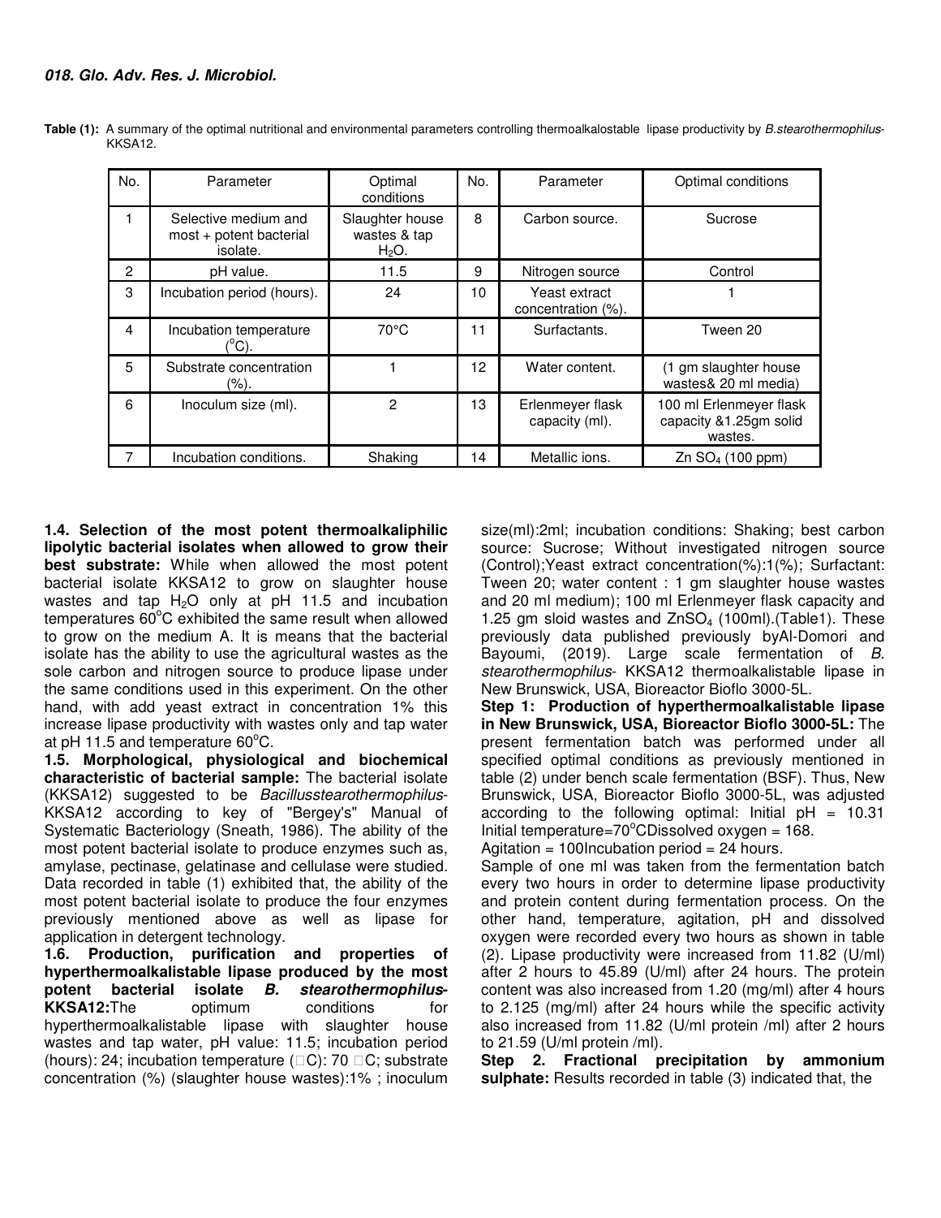**Table (1):** A summary of the optimal nutritional and environmental parameters controlling thermoalkalostable lipase productivity by *B.stearothermophilus*-KKSA12.

| No. | Parameter | Optimal conditions | No. | Parameter | Optimal conditions |
|---|---|---|---|---|---|
| 1 | Selective medium and most + potent bacterial isolate. | Slaughter house wastes & tap $H_2O$. | 8 | Carbon source. | Sucrose |
| 2 | pH value. | 11.5 | 9 | Nitrogen source | Control |
| 3 | Incubation period (hours). | 24 | 10 | Yeast extract concentration (%). | 1 |
| 4 | Incubation temperature (°C). | 70°C | 11 | Surfactants. | Tween 20 |
| 5 | Substrate concentration (%). | 1 | 12 | Water content. | (1 gm slaughter house wastes& 20 ml media) |
| 6 | Inoculum size (ml). | 2 | 13 | Erlenmeyer flask capacity (ml). | 100 ml Erlenmeyer flask capacity &1.25gm solid wastes. |
| 7 | Incubation conditions. | Shaking | 14 | Metallic ions. | Zn $SO_4$ (100 ppm) |

**1.4. Selection of the most potent thermoalkaliphilic lipolytic bacterial isolates when allowed to grow their best substrate:** While when allowed the most potent bacterial isolate KKSA12 to grow on slaughter house wastes and tap $H_2O$ only at pH 11.5 and incubation temperatures 60°C exhibited the same result when allowed to grow on the medium A. It is means that the bacterial isolate has the ability to use the agricultural wastes as the sole carbon and nitrogen source to produce lipase under the same conditions used in this experiment. On the other hand, with add yeast extract in concentration 1% this increase lipase productivity with wastes only and tap water at pH 11.5 and temperature 60°C.

**1.5. Morphological, physiological and biochemical characteristic of bacterial sample:** The bacterial isolate (KKSA12) suggested to be *Bacillusstearothermophilus*-KKSA12 according to key of "Bergey's" Manual of Systematic Bacteriology (Sneath, 1986). The ability of the most potent bacterial isolate to produce enzymes such as, amylase, pectinase, gelatinase and cellulase were studied. Data recorded in table (1) exhibited that, the ability of the most potent bacterial isolate to produce the four enzymes previously mentioned above as well as lipase for application in detergent technology.

**1.6. Production, purification and properties of hyperthermoalkalistable lipase produced by the most potent bacterial isolate *B. stearothermophilus*-KKSA12:** The optimum conditions for hyperthermoalkalistable lipase with slaughter house wastes and tap water, pH value: 11.5; incubation period (hours): 24; incubation temperature (□C): 70 □C; substrate concentration (%) (slaughter house wastes):1% ; inoculum size(ml):2ml; incubation conditions: Shaking; best carbon source: Sucrose; Without investigated nitrogen source (Control);Yeast extract concentration(%):1(%); Surfactant: Tween 20; water content : 1 gm slaughter house wastes and 20 ml medium); 100 ml Erlenmeyer flask capacity and 1.25 gm sloid wastes and $ZnSO_4$ (100ml).(Table1). These previously data published previously byAl-Domori and Bayoumi, (2019). Large scale fermentation of *B. stearothermophilus*- KKSA12 thermoalkalistable lipase in New Brunswick, USA, Bioreactor Bioflo 3000-5L.

**Step 1: Production of hyperthermoalkalistable lipase in New Brunswick, USA, Bioreactor Bioflo 3000-5L:** The present fermentation batch was performed under all specified optimal conditions as previously mentioned in table (2) under bench scale fermentation (BSF). Thus, New Brunswick, USA, Bioreactor Bioflo 3000-5L, was adjusted according to the following optimal: Initial pH = 10.31 Initial temperature=70°CDissolved oxygen = 168.

Agitation = 100Incubation period = 24 hours.

Sample of one ml was taken from the fermentation batch every two hours in order to determine lipase productivity and protein content during fermentation process. On the other hand, temperature, agitation, pH and dissolved oxygen were recorded every two hours as shown in table (2). Lipase productivity were increased from 11.82 (U/ml) after 2 hours to 45.89 (U/ml) after 24 hours. The protein content was also increased from 1.20 (mg/ml) after 4 hours to 2.125 (mg/ml) after 24 hours while the specific activity also increased from 11.82 (U/ml protein /ml) after 2 hours to 21.59 (U/ml protein /ml).

**Step 2. Fractional precipitation by ammonium sulphate:** Results recorded in table (3) indicated that, the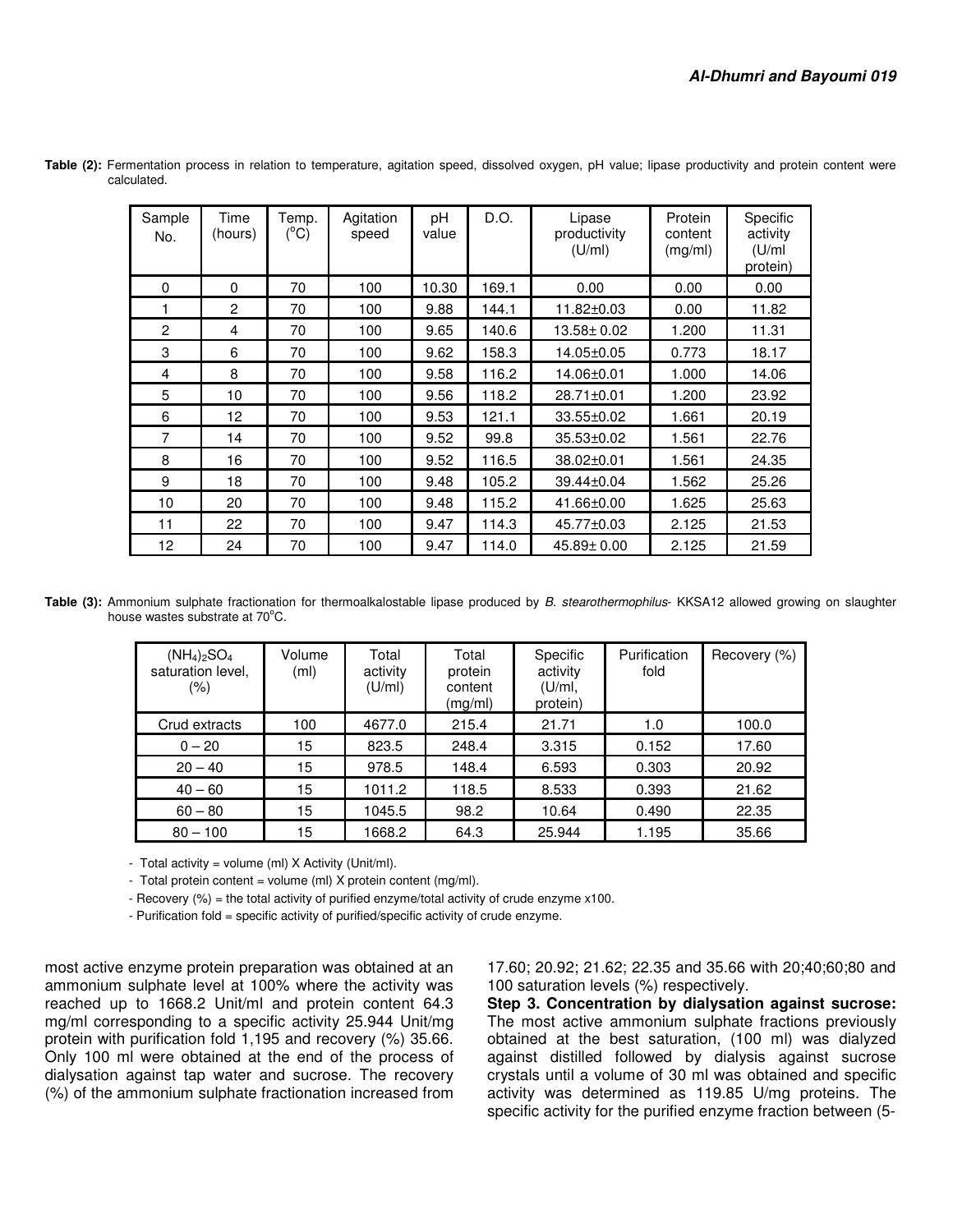**Table (2):** Fermentation process in relation to temperature, agitation speed, dissolved oxygen, pH value; lipase productivity and protein content were calculated.

| Sample No. | Time (hours) | Temp. (°C) | Agitation speed | pH value | D.O. | Lipase productivity (U/ml) | Protein content (mg/ml) | Specific activity (U/ml protein) |
|---|---|---|---|---|---|---|---|---|
| 0 | 0 | 70 | 100 | 10.30 | 169.1 | 0.00 | 0.00 | 0.00 |
| 1 | 2 | 70 | 100 | 9.88 | 144.1 | 11.82±0.03 | 0.00 | 11.82 |
| 2 | 4 | 70 | 100 | 9.65 | 140.6 | 13.58± 0.02 | 1.200 | 11.31 |
| 3 | 6 | 70 | 100 | 9.62 | 158.3 | 14.05±0.05 | 0.773 | 18.17 |
| 4 | 8 | 70 | 100 | 9.58 | 116.2 | 14.06±0.01 | 1.000 | 14.06 |
| 5 | 10 | 70 | 100 | 9.56 | 118.2 | 28.71±0.01 | 1.200 | 23.92 |
| 6 | 12 | 70 | 100 | 9.53 | 121.1 | 33.55±0.02 | 1.661 | 20.19 |
| 7 | 14 | 70 | 100 | 9.52 | 99.8 | 35.53±0.02 | 1.561 | 22.76 |
| 8 | 16 | 70 | 100 | 9.52 | 116.5 | 38.02±0.01 | 1.561 | 24.35 |
| 9 | 18 | 70 | 100 | 9.48 | 105.2 | 39.44±0.04 | 1.562 | 25.26 |
| 10 | 20 | 70 | 100 | 9.48 | 115.2 | 41.66±0.00 | 1.625 | 25.63 |
| 11 | 22 | 70 | 100 | 9.47 | 114.3 | 45.77±0.03 | 2.125 | 21.53 |
| 12 | 24 | 70 | 100 | 9.47 | 114.0 | 45.89± 0.00 | 2.125 | 21.59 |

**Table (3):** Ammonium sulphate fractionation for thermoalkalostable lipase produced by *B. stearothermophilus*- KKSA12 allowed growing on slaughter house wastes substrate at 70°C.

| $(NH_4)_2SO_4$ saturation level, (%) | Volume (ml) | Total activity (U/ml) | Total protein content (mg/ml) | Specific activity (U/ml, protein) | Purification fold | Recovery (%) |
|---|---|---|---|---|---|---|
| Crud extracts | 100 | 4677.0 | 215.4 | 21.71 | 1.0 | 100.0 |
| 0 – 20 | 15 | 823.5 | 248.4 | 3.315 | 0.152 | 17.60 |
| 20 – 40 | 15 | 978.5 | 148.4 | 6.593 | 0.303 | 20.92 |
| 40 – 60 | 15 | 1011.2 | 118.5 | 8.533 | 0.393 | 21.62 |
| 60 – 80 | 15 | 1045.5 | 98.2 | 10.64 | 0.490 | 22.35 |
| 80 – 100 | 15 | 1668.2 | 64.3 | 25.944 | 1.195 | 35.66 |

- Total activity = volume (ml) X Activity (Unit/ml).
- Total protein content = volume (ml) X protein content (mg/ml).
- Recovery (%) = the total activity of purified enzyme/total activity of crude enzyme x100.
- Purification fold = specific activity of purified/specific activity of crude enzyme.

most active enzyme protein preparation was obtained at an ammonium sulphate level at 100% where the activity was reached up to 1668.2 Unit/ml and protein content 64.3 mg/ml corresponding to a specific activity 25.944 Unit/mg protein with purification fold 1,195 and recovery (%) 35.66. Only 100 ml were obtained at the end of the process of dialysation against tap water and sucrose. The recovery (%) of the ammonium sulphate fractionation increased from 17.60; 20.92; 21.62; 22.35 and 35.66 with 20;40;60;80 and 100 saturation levels (%) respectively.

**Step 3. Concentration by dialysation against sucrose:** The most active ammonium sulphate fractions previously obtained at the best saturation, (100 ml) was dialyzed against distilled followed by dialysis against sucrose crystals until a volume of 30 ml was obtained and specific activity was determined as 119.85 U/mg proteins. The specific activity for the purified enzyme fraction between (5-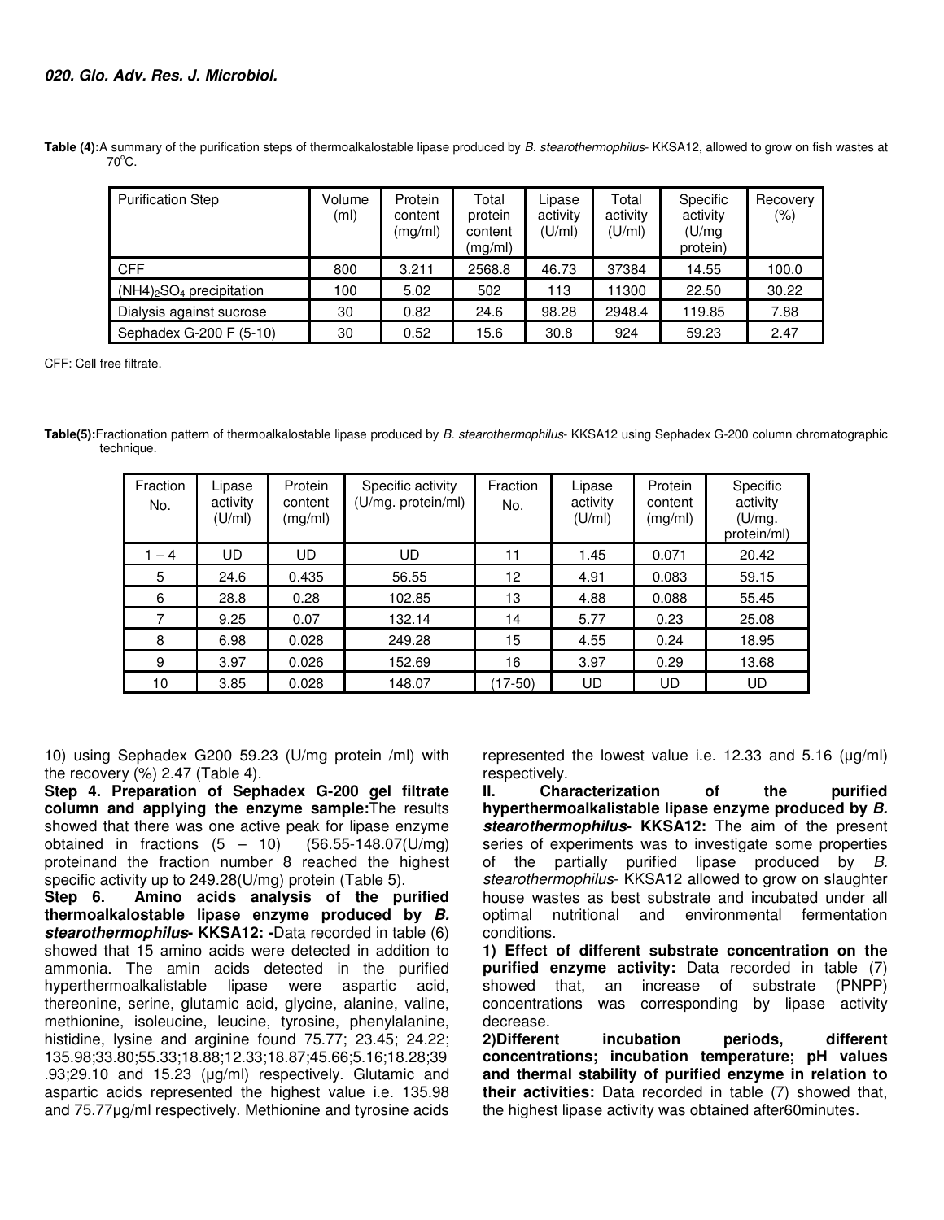**Table (4):** A summary of the purification steps of thermoalkalostable lipase produced by *B. stearothermophilus*- KKSA12, allowed to grow on fish wastes at 70°C.

| Purification Step | Volume (ml) | Protein content (mg/ml) | Total protein content (mg/ml) | Lipase activity (U/ml) | Total activity (U/ml) | Specific activity (U/mg protein) | Recovery (%) |
|---|---|---|---|---|---|---|---|
| CFF | 800 | 3.211 | 2568.8 | 46.73 | 37384 | 14.55 | 100.0 |
| $(NH4)_2SO_4$ precipitation | 100 | 5.02 | 502 | 113 | 11300 | 22.50 | 30.22 |
| Dialysis against sucrose | 30 | 0.82 | 24.6 | 98.28 | 2948.4 | 119.85 | 7.88 |
| Sephadex G-200 F (5-10) | 30 | 0.52 | 15.6 | 30.8 | 924 | 59.23 | 2.47 |

CFF: Cell free filtrate.

**Table(5):** Fractionation pattern of thermoalkalostable lipase produced by *B. stearothermophilus*- KKSA12 using Sephadex G-200 column chromatographic technique.

| Fraction No. | Lipase activity (U/ml) | Protein content (mg/ml) | Specific activity (U/mg. protein/ml) | Fraction No. | Lipase activity (U/ml) | Protein content (mg/ml) | Specific activity (U/mg. protein/ml) |
|---|---|---|---|---|---|---|---|
| 1 – 4 | UD | UD | UD | 11 | 1.45 | 0.071 | 20.42 |
| 5 | 24.6 | 0.435 | 56.55 | 12 | 4.91 | 0.083 | 59.15 |
| 6 | 28.8 | 0.28 | 102.85 | 13 | 4.88 | 0.088 | 55.45 |
| 7 | 9.25 | 0.07 | 132.14 | 14 | 5.77 | 0.23 | 25.08 |
| 8 | 6.98 | 0.028 | 249.28 | 15 | 4.55 | 0.24 | 18.95 |
| 9 | 3.97 | 0.026 | 152.69 | 16 | 3.97 | 0.29 | 13.68 |
| 10 | 3.85 | 0.028 | 148.07 | (17-50) | UD | UD | UD |

10) using Sephadex G200 59.23 (U/mg protein /ml) with the recovery (%) 2.47 (Table 4).

**Step 4. Preparation of Sephadex G-200 gel filtrate column and applying the enzyme sample:** The results showed that there was one active peak for lipase enzyme obtained in fractions (5 – 10) (56.55-148.07(U/mg) proteinand the fraction number 8 reached the highest specific activity up to 249.28(U/mg) protein (Table 5).

**Step 6. Amino acids analysis of the purified thermoalkalostable lipase enzyme produced by *B. stearothermophilus*- KKSA12: -** Data recorded in table (6) showed that 15 amino acids were detected in addition to ammonia. The amin acids detected in the purified hyperthermoalkalistable lipase were aspartic acid, thereonine, serine, glutamic acid, glycine, alanine, valine, methionine, isoleucine, leucine, tyrosine, phenylalanine, histidine, lysine and arginine found 75.77; 23.45; 24.22; 135.98;33.80;55.33;18.88;12.33;18.87;45.66;5.16;18.28;39.93;29.10 and 15.23 (µg/ml) respectively. Glutamic and aspartic acids represented the highest value i.e. 135.98 and 75.77µg/ml respectively. Methionine and tyrosine acids represented the lowest value i.e. 12.33 and 5.16 (µg/ml) respectively.

**II. Characterization of the purified hyperthermoalkalistable lipase enzyme produced by *B. stearothermophilus*- KKSA12:** The aim of the present series of experiments was to investigate some properties of the partially purified lipase produced by *B. stearothermophilus*- KKSA12 allowed to grow on slaughter house wastes as best substrate and incubated under all optimal nutritional and environmental fermentation conditions.

**1) Effect of different substrate concentration on the purified enzyme activity:** Data recorded in table (7) showed that, an increase of substrate (PNPP) concentrations was corresponding by lipase activity decrease.

**2)Different incubation periods, different concentrations; incubation temperature; pH values and thermal stability of purified enzyme in relation to their activities:** Data recorded in table (7) showed that, the highest lipase activity was obtained after60minutes.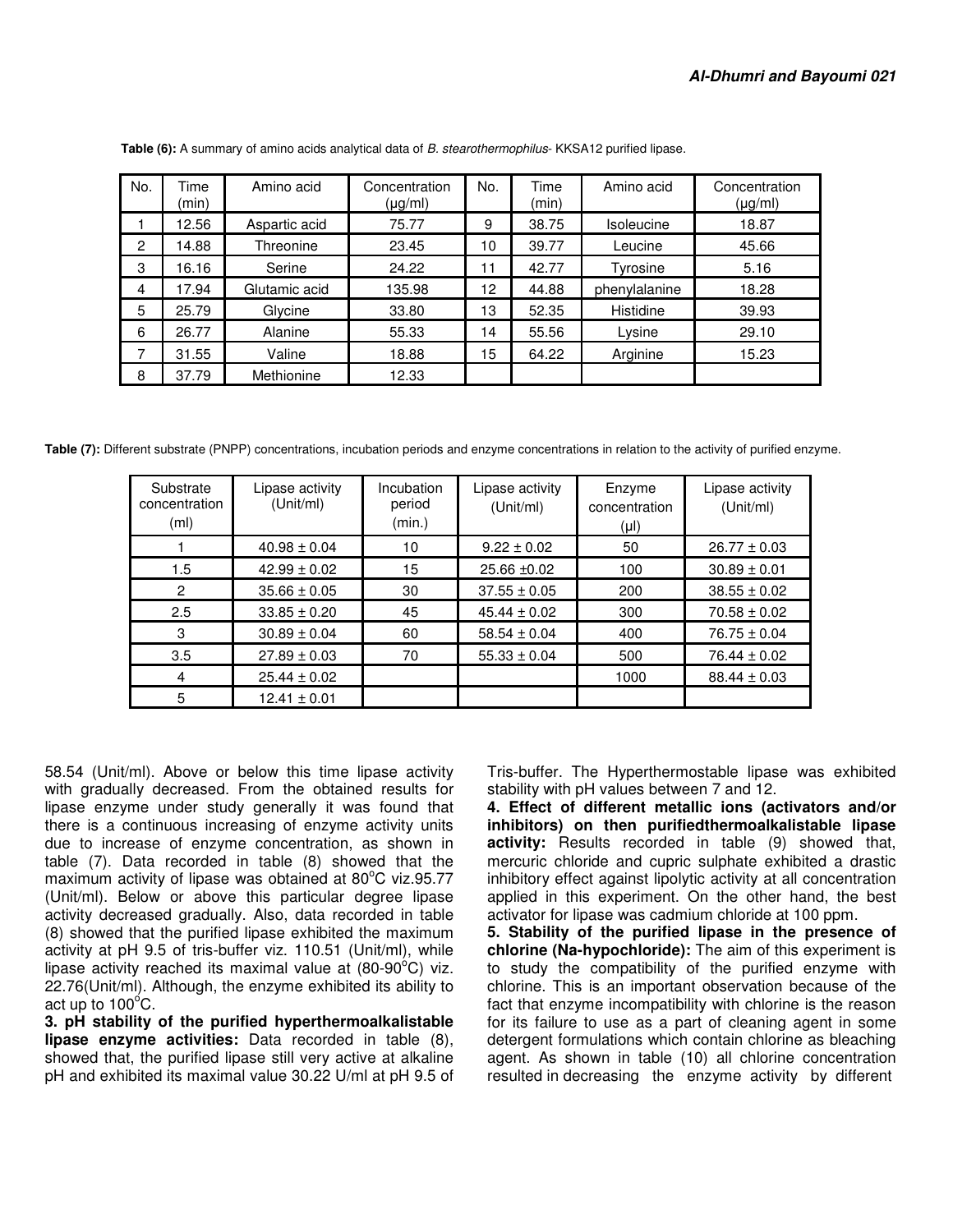**Table (6):** A summary of amino acids analytical data of *B. stearothermophilus*- KKSA12 purified lipase.

| No. | Time (min) | Amino acid | Concentration (µg/ml) | No. | Time (min) | Amino acid | Concentration (µg/ml) |
|---|---|---|---|---|---|---|---|
| 1 | 12.56 | Aspartic acid | 75.77 | 9 | 38.75 | Isoleucine | 18.87 |
| 2 | 14.88 | Threonine | 23.45 | 10 | 39.77 | Leucine | 45.66 |
| 3 | 16.16 | Serine | 24.22 | 11 | 42.77 | Tyrosine | 5.16 |
| 4 | 17.94 | Glutamic acid | 135.98 | 12 | 44.88 | phenylalanine | 18.28 |
| 5 | 25.79 | Glycine | 33.80 | 13 | 52.35 | Histidine | 39.93 |
| 6 | 26.77 | Alanine | 55.33 | 14 | 55.56 | Lysine | 29.10 |
| 7 | 31.55 | Valine | 18.88 | 15 | 64.22 | Arginine | 15.23 |
| 8 | 37.79 | Methionine | 12.33 | | | | |

**Table (7):** Different substrate (PNPP) concentrations, incubation periods and enzyme concentrations in relation to the activity of purified enzyme.

| Substrate concentration (ml) | Lipase activity (Unit/ml) | Incubation period (min.) | Lipase activity (Unit/ml) | Enzyme concentration (µl) | Lipase activity (Unit/ml) |
|---|---|---|---|---|---|
| 1 | 40.98 ± 0.04 | 10 | 9.22 ± 0.02 | 50 | 26.77 ± 0.03 |
| 1.5 | 42.99 ± 0.02 | 15 | 25.66 ±0.02 | 100 | 30.89 ± 0.01 |
| 2 | 35.66 ± 0.05 | 30 | 37.55 ± 0.05 | 200 | 38.55 ± 0.02 |
| 2.5 | 33.85 ± 0.20 | 45 | 45.44 ± 0.02 | 300 | 70.58 ± 0.02 |
| 3 | 30.89 ± 0.04 | 60 | 58.54 ± 0.04 | 400 | 76.75 ± 0.04 |
| 3.5 | 27.89 ± 0.03 | 70 | 55.33 ± 0.04 | 500 | 76.44 ± 0.02 |
| 4 | 25.44 ± 0.02 | | | 1000 | 88.44 ± 0.03 |
| 5 | 12.41 ± 0.01 | | | | |

58.54 (Unit/ml). Above or below this time lipase activity with gradually decreased. From the obtained results for lipase enzyme under study generally it was found that there is a continuous increasing of enzyme activity units due to increase of enzyme concentration, as shown in table (7). Data recorded in table (8) showed that the maximum activity of lipase was obtained at 80°C viz.95.77 (Unit/ml). Below or above this particular degree lipase activity decreased gradually. Also, data recorded in table (8) showed that the purified lipase exhibited the maximum activity at pH 9.5 of tris-buffer viz. 110.51 (Unit/ml), while lipase activity reached its maximal value at (80-90°C) viz. 22.76(Unit/ml). Although, the enzyme exhibited its ability to act up to 100°C.

**3. pH stability of the purified hyperthermoalkalistable lipase enzyme activities:** Data recorded in table (8), showed that, the purified lipase still very active at alkaline pH and exhibited its maximal value 30.22 U/ml at pH 9.5 of Tris-buffer. The Hyperthermostable lipase was exhibited stability with pH values between 7 and 12.

**4. Effect of different metallic ions (activators and/or inhibitors) on then purifiedthermoalkalistable lipase activity:** Results recorded in table (9) showed that, mercuric chloride and cupric sulphate exhibited a drastic inhibitory effect against lipolytic activity at all concentration applied in this experiment. On the other hand, the best activator for lipase was cadmium chloride at 100 ppm.

**5. Stability of the purified lipase in the presence of chlorine (Na-hypochloride):** The aim of this experiment is to study the compatibility of the purified enzyme with chlorine. This is an important observation because of the fact that enzyme incompatibility with chlorine is the reason for its failure to use as a part of cleaning agent in some detergent formulations which contain chlorine as bleaching agent. As shown in table (10) all chlorine concentration resulted in decreasing the enzyme activity by different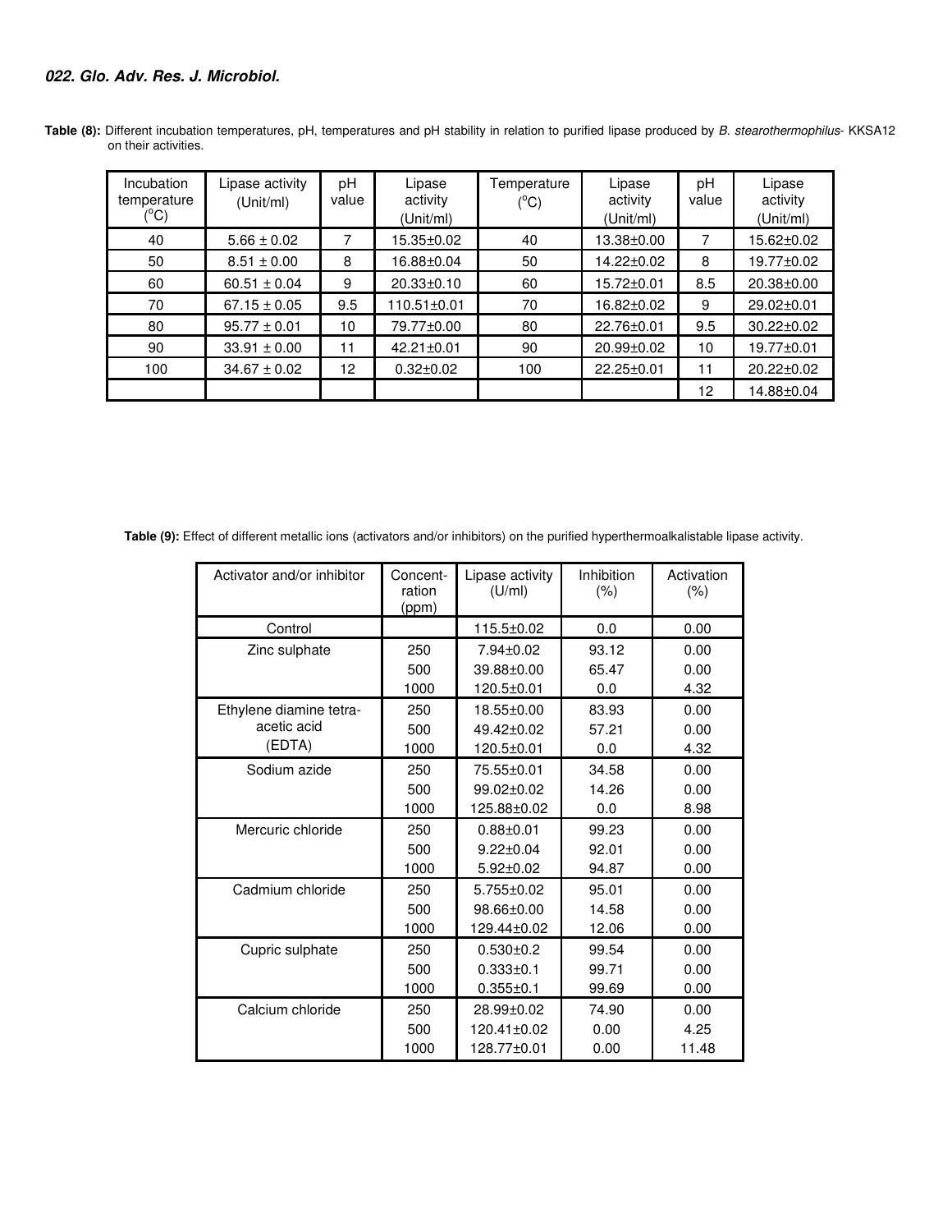**Table (8):** Different incubation temperatures, pH, temperatures and pH stability in relation to purified lipase produced by *B. stearothermophilus*- KKSA12 on their activities.

| Incubation temperature (°C) | Lipase activity (Unit/ml) | pH value | Lipase activity (Unit/ml) | Temperature (°C) | Lipase activity (Unit/ml) | pH value | Lipase activity (Unit/ml) |
|---|---|---|---|---|---|---|---|
| 40 | 5.66 ± 0.02 | 7 | 15.35±0.02 | 40 | 13.38±0.00 | 7 | 15.62±0.02 |
| 50 | 8.51 ± 0.00 | 8 | 16.88±0.04 | 50 | 14.22±0.02 | 8 | 19.77±0.02 |
| 60 | 60.51 ± 0.04 | 9 | 20.33±0.10 | 60 | 15.72±0.01 | 8.5 | 20.38±0.00 |
| 70 | 67.15 ± 0.05 | 9.5 | 110.51±0.01 | 70 | 16.82±0.02 | 9 | 29.02±0.01 |
| 80 | 95.77 ± 0.01 | 10 | 79.77±0.00 | 80 | 22.76±0.01 | 9.5 | 30.22±0.02 |
| 90 | 33.91 ± 0.00 | 11 | 42.21±0.01 | 90 | 20.99±0.02 | 10 | 19.77±0.01 |
| 100 | 34.67 ± 0.02 | 12 | 0.32±0.02 | 100 | 22.25±0.01 | 11 | 20.22±0.02 |
| | | | | | | 12 | 14.88±0.04 |

**Table (9):** Effect of different metallic ions (activators and/or inhibitors) on the purified hyperthermoalkalistable lipase activity.

| Activator and/or inhibitor | Concent-ration (ppm) | Lipase activity (U/ml) | Inhibition (%) | Activation (%) |
|---|---|---|---|---|
| Control | | 115.5±0.02 | 0.0 | 0.00 |
| Zinc sulphate | 250 | 7.94±0.02 | 93.12 | 0.00 |
| | 500 | 39.88±0.00 | 65.47 | 0.00 |
| | 1000 | 120.5±0.01 | 0.0 | 4.32 |
| Ethylene diamine tetra-acetic acid (EDTA) | 250 | 18.55±0.00 | 83.93 | 0.00 |
| | 500 | 49.42±0.02 | 57.21 | 0.00 |
| | 1000 | 120.5±0.01 | 0.0 | 4.32 |
| Sodium azide | 250 | 75.55±0.01 | 34.58 | 0.00 |
| | 500 | 99.02±0.02 | 14.26 | 0.00 |
| | 1000 | 125.88±0.02 | 0.0 | 8.98 |
| Mercuric chloride | 250 | 0.88±0.01 | 99.23 | 0.00 |
| | 500 | 9.22±0.04 | 92.01 | 0.00 |
| | 1000 | 5.92±0.02 | 94.87 | 0.00 |
| Cadmium chloride | 250 | 5.755±0.02 | 95.01 | 0.00 |
| | 500 | 98.66±0.00 | 14.58 | 0.00 |
| | 1000 | 129.44±0.02 | 12.06 | 0.00 |
| Cupric sulphate | 250 | 0.530±0.2 | 99.54 | 0.00 |
| | 500 | 0.333±0.1 | 99.71 | 0.00 |
| | 1000 | 0.355±0.1 | 99.69 | 0.00 |
| Calcium chloride | 250 | 28.99±0.02 | 74.90 | 0.00 |
| | 500 | 120.41±0.02 | 0.00 | 4.25 |
| | 1000 | 128.77±0.01 | 0.00 | 11.48 |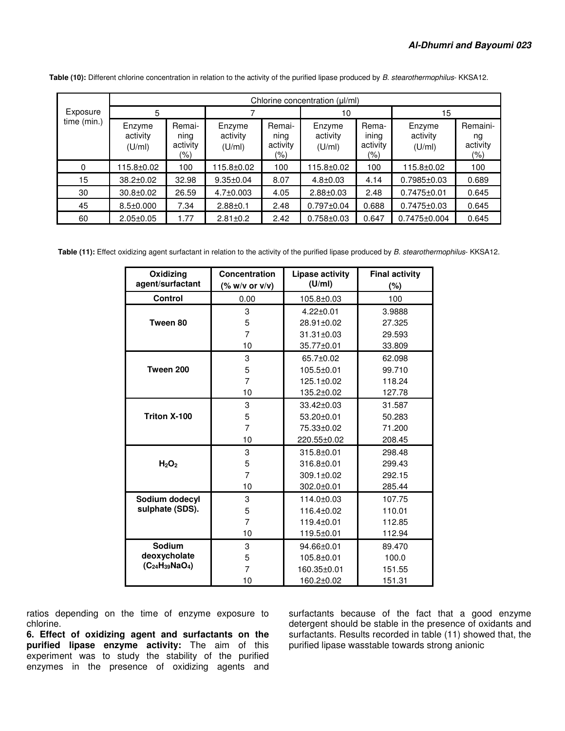**Table (10):** Different chlorine concentration in relation to the activity of the purified lipase produced by *B. stearothermophilus*- KKSA12.

| Exposure time (min.) | Chlorine concentration (µl/ml) | | | | | | | |
|---|---|---|---|---|---|---|---|---|
| | 5 | | 7 | | 10 | | 15 | |
| | Enzyme activity (U/ml) | Remaining activity (%) | Enzyme activity (U/ml) | Remaining activity (%) | Enzyme activity (U/ml) | Remaining activity (%) | Enzyme activity (U/ml) | Remaining activity (%) |
| 0 | 115.8±0.02 | 100 | 115.8±0.02 | 100 | 115.8±0.02 | 100 | 115.8±0.02 | 100 |
| 15 | 38.2±0.02 | 32.98 | 9.35±0.04 | 8.07 | 4.8±0.03 | 4.14 | 0.7985±0.03 | 0.689 |
| 30 | 30.8±0.02 | 26.59 | 4.7±0.003 | 4.05 | 2.88±0.03 | 2.48 | 0.7475±0.01 | 0.645 |
| 45 | 8.5±0.000 | 7.34 | 2.88±0.1 | 2.48 | 0.797±0.04 | 0.688 | 0.7475±0.03 | 0.645 |
| 60 | 2.05±0.05 | 1.77 | 2.81±0.2 | 2.42 | 0.758±0.03 | 0.647 | 0.7475±0.004 | 0.645 |

**Table (11):** Effect oxidizing agent surfactant in relation to the activity of the purified lipase produced by *B. stearothermophilus*- KKSA12.

| Oxidizing agent/surfactant | Concentration (% w/v or v/v) | Lipase activity (U/ml) | Final activity (%) |
|---|---|---|---|
| **Control** | 0.00 | 105.8±0.03 | 100 |
| **Tween 80** | 3 | 4.22±0.01 | 3.9888 |
| | 5 | 28.91±0.02 | 27.325 |
| | 7 | 31.31±0.03 | 29.593 |
| | 10 | 35.77±0.01 | 33.809 |
| **Tween 200** | 3 | 65.7±0.02 | 62.098 |
| | 5 | 105.5±0.01 | 99.710 |
| | 7 | 125.1±0.02 | 118.24 |
| | 10 | 135.2±0.02 | 127.78 |
| **Triton X-100** | 3 | 33.42±0.03 | 31.587 |
| | 5 | 53.20±0.01 | 50.283 |
| | 7 | 75.33±0.02 | 71.200 |
| | 10 | 220.55±0.02 | 208.45 |
| **$H_2O_2$** | 3 | 315.8±0.01 | 298.48 |
| | 5 | 316.8±0.01 | 299.43 |
| | 7 | 309.1±0.02 | 292.15 |
| | 10 | 302.0±0.01 | 285.44 |
| **Sodium dodecyl sulphate (SDS).** | 3 | 114.0±0.03 | 107.75 |
| | 5 | 116.4±0.02 | 110.01 |
| | 7 | 119.4±0.01 | 112.85 |
| | 10 | 119.5±0.01 | 112.94 |
| **Sodium deoxycholate ($C_{24}H_{39}NaO_4$)** | 3 | 94.66±0.01 | 89.470 |
| | 5 | 105.8±0.01 | 100.0 |
| | 7 | 160.35±0.01 | 151.55 |
| | 10 | 160.2±0.02 | 151.31 |

ratios depending on the time of enzyme exposure to chlorine.

**6. Effect of oxidizing agent and surfactants on the purified lipase enzyme activity:** The aim of this experiment was to study the stability of the purified enzymes in the presence of oxidizing agents and surfactants because of the fact that a good enzyme detergent should be stable in the presence of oxidants and surfactants. Results recorded in table (11) showed that, the purified lipase wasstable towards strong anionic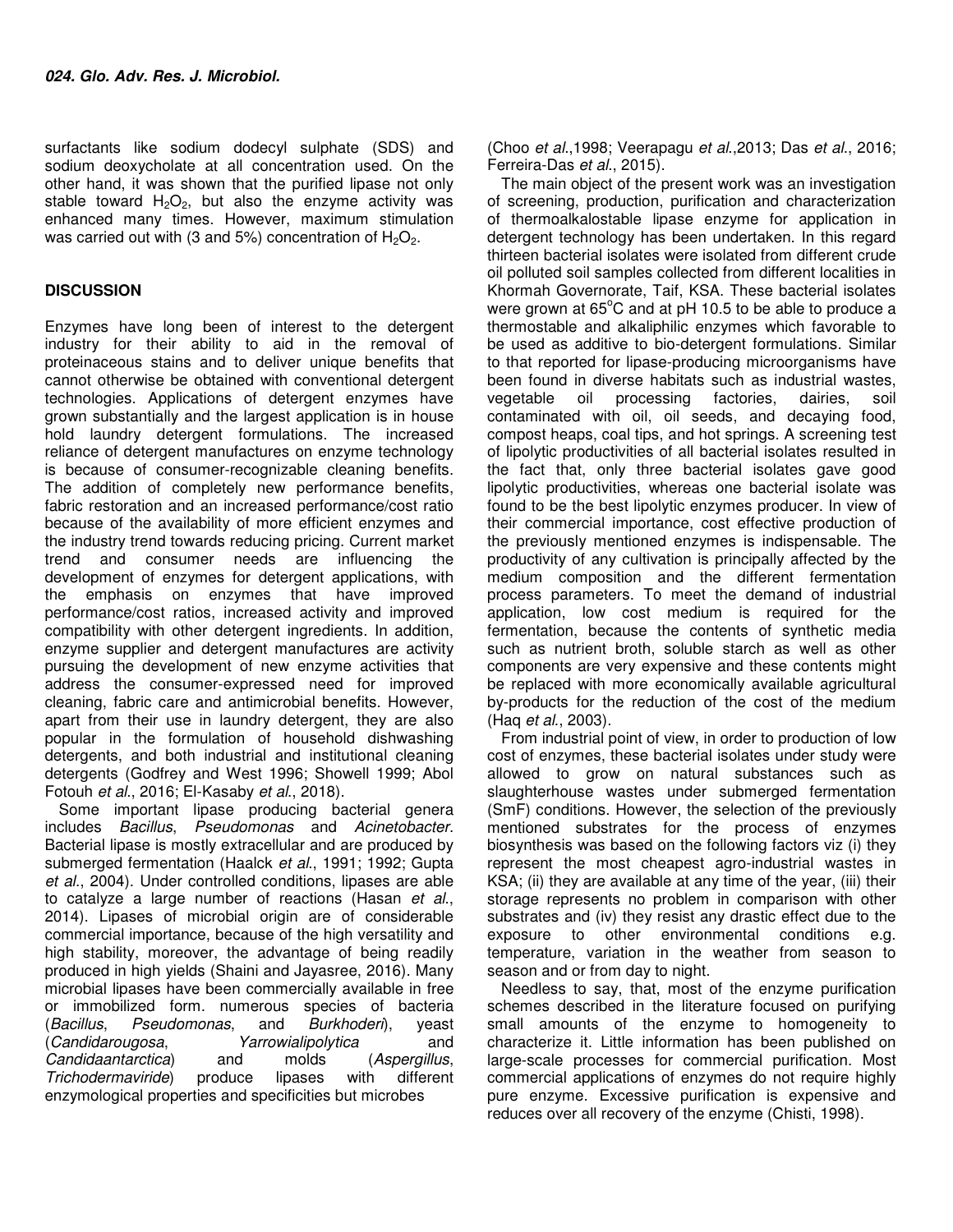surfactants like sodium dodecyl sulphate (SDS) and sodium deoxycholate at all concentration used. On the other hand, it was shown that the purified lipase not only stable toward $H_2O_2$, but also the enzyme activity was enhanced many times. However, maximum stimulation was carried out with (3 and 5%) concentration of $H_2O_2$.

## DISCUSSION

Enzymes have long been of interest to the detergent industry for their ability to aid in the removal of proteinaceous stains and to deliver unique benefits that cannot otherwise be obtained with conventional detergent technologies. Applications of detergent enzymes have grown substantially and the largest application is in house hold laundry detergent formulations. The increased reliance of detergent manufactures on enzyme technology is because of consumer-recognizable cleaning benefits. The addition of completely new performance benefits, fabric restoration and an increased performance/cost ratio because of the availability of more efficient enzymes and the industry trend towards reducing pricing. Current market trend and consumer needs are influencing the development of enzymes for detergent applications, with the emphasis on enzymes that have improved performance/cost ratios, increased activity and improved compatibility with other detergent ingredients. In addition, enzyme supplier and detergent manufactures are activity pursuing the development of new enzyme activities that address the consumer-expressed need for improved cleaning, fabric care and antimicrobial benefits. However, apart from their use in laundry detergent, they are also popular in the formulation of household dishwashing detergents, and both industrial and institutional cleaning detergents (Godfrey and West 1996; Showell 1999; Abol Fotouh *et al*., 2016; El-Kasaby *et al*., 2018).

Some important lipase producing bacterial genera includes *Bacillus*, *Pseudomonas* and *Acinetobacter*. Bacterial lipase is mostly extracellular and are produced by submerged fermentation (Haalck *et al*., 1991; 1992; Gupta *et al*., 2004). Under controlled conditions, lipases are able to catalyze a large number of reactions (Hasan *et al*., 2014). Lipases of microbial origin are of considerable commercial importance, because of the high versatility and high stability, moreover, the advantage of being readily produced in high yields (Shaini and Jayasree, 2016). Many microbial lipases have been commercially available in free or immobilized form. numerous species of bacteria (*Bacillus*, *Pseudomonas*, and *Burkhoderi*), yeast (*Candidarougosa*, *Yarrowialipolytica* and *Candidaantarctica*) and molds (*Aspergillus*, *Trichodermaviride*) produce lipases with different enzymological properties and specificities but microbes (Choo *et al*.,1998; Veerapagu *et al*.,2013; Das *et al*., 2016; Ferreira-Das *et al*., 2015).

The main object of the present work was an investigation of screening, production, purification and characterization of thermoalkalostable lipase enzyme for application in detergent technology has been undertaken. In this regard thirteen bacterial isolates were isolated from different crude oil polluted soil samples collected from different localities in Khormah Governorate, Taif, KSA. These bacterial isolates were grown at 65°C and at pH 10.5 to be able to produce a thermostable and alkaliphilic enzymes which favorable to be used as additive to bio-detergent formulations. Similar to that reported for lipase-producing microorganisms have been found in diverse habitats such as industrial wastes, vegetable oil processing factories, dairies, soil contaminated with oil, oil seeds, and decaying food, compost heaps, coal tips, and hot springs. A screening test of lipolytic productivities of all bacterial isolates resulted in the fact that, only three bacterial isolates gave good lipolytic productivities, whereas one bacterial isolate was found to be the best lipolytic enzymes producer. In view of their commercial importance, cost effective production of the previously mentioned enzymes is indispensable. The productivity of any cultivation is principally affected by the medium composition and the different fermentation process parameters. To meet the demand of industrial application, low cost medium is required for the fermentation, because the contents of synthetic media such as nutrient broth, soluble starch as well as other components are very expensive and these contents might be replaced with more economically available agricultural by-products for the reduction of the cost of the medium (Haq *et al*., 2003).

From industrial point of view, in order to production of low cost of enzymes, these bacterial isolates under study were allowed to grow on natural substances such as slaughterhouse wastes under submerged fermentation (SmF) conditions. However, the selection of the previously mentioned substrates for the process of enzymes biosynthesis was based on the following factors viz (i) they represent the most cheapest agro-industrial wastes in KSA; (ii) they are available at any time of the year, (iii) their storage represents no problem in comparison with other substrates and (iv) they resist any drastic effect due to the exposure to other environmental conditions e.g. temperature, variation in the weather from season to season and or from day to night.

Needless to say, that, most of the enzyme purification schemes described in the literature focused on purifying small amounts of the enzyme to homogeneity to characterize it. Little information has been published on large-scale processes for commercial purification. Most commercial applications of enzymes do not require highly pure enzyme. Excessive purification is expensive and reduces over all recovery of the enzyme (Chisti, 1998).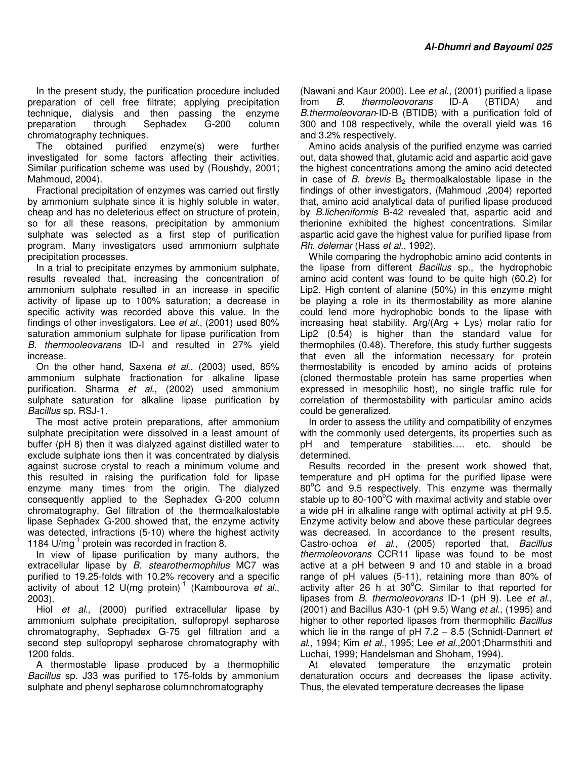In the present study, the purification procedure included preparation of cell free filtrate; applying precipitation technique, dialysis and then passing the enzyme preparation through Sephadex G-200 column chromatography techniques.

The obtained purified enzyme(s) were further investigated for some factors affecting their activities. Similar purification scheme was used by (Roushdy, 2001; Mahmoud, 2004).

Fractional precipitation of enzymes was carried out firstly by ammonium sulphate since it is highly soluble in water, cheap and has no deleterious effect on structure of protein, so for all these reasons, precipitation by ammonium sulphate was selected as a first step of purification program. Many investigators used ammonium sulphate precipitation processes.

In a trial to precipitate enzymes by ammonium sulphate, results revealed that, increasing the concentration of ammonium sulphate resulted in an increase in specific activity of lipase up to 100% saturation; a decrease in specific activity was recorded above this value. In the findings of other investigators, Lee *et al*., (2001) used 80% saturation ammonium sulphate for lipase purification from *B. thermooleovarans* ID-I and resulted in 27% yield increase.

On the other hand, Saxena *et al*., (2003) used, 85% ammonium sulphate fractionation for alkaline lipase purification. Sharma *et al*., (2002) used ammonium sulphate saturation for alkaline lipase purification by *Bacillus* sp. RSJ-1.

The most active protein preparations, after ammonium sulphate precipitation were dissolved in a least amount of buffer (pH 8) then it was dialyzed against distilled water to exclude sulphate ions then it was concentrated by dialysis against sucrose crystal to reach a minimum volume and this resulted in raising the purification fold for lipase enzyme many times from the origin. The dialyzed consequently applied to the Sephadex G-200 column chromatography. Gel filtration of the thermoalkalostable lipase Sephadex G-200 showed that, the enzyme activity was detected, infractions (5-10) where the highest activity 1184 $U/mg^{-1}$ protein was recorded in fraction 8.

In view of lipase purification by many authors, the extracellular lipase by *B. stearothermophilus* MC7 was purified to 19.25-folds with 10.2% recovery and a specific activity of about 12 $U(mg\ protein)^{-1}$ (Kambourova *et al*., 2003).

Hiol *et al*., (2000) purified extracellular lipase by ammonium sulphate precipitation, sulfopropyl sepharose chromatography, Sephadex G-75 gel filtration and a second step sulfopropyl sepharose chromatography with 1200 folds.

A thermostable lipase produced by a thermophilic *Bacillus* sp. J33 was purified to 175-folds by ammonium sulphate and phenyl sepharose columnchromatography (Nawani and Kaur 2000). Lee *et al*., (2001) purified a lipase from *B. thermoleovorans* ID-A (BTIDA) and *B.thermoleovoran*-ID-B (BTIDB) with a purification fold of 300 and 108 respectively, while the overall yield was 16 and 3.2% respectively.

Amino acids analysis of the purified enzyme was carried out, data showed that, glutamic acid and aspartic acid gave the highest concentrations among the amino acid detected in case of *B. brevis* $B_2$ thermoalkalostable lipase in the findings of other investigators, (Mahmoud ,2004) reported that, amino acid analytical data of purified lipase produced by *B.licheniformis* B-42 revealed that, aspartic acid and therionine exhibited the highest concentrations. Similar aspartic acid gave the highest value for purified lipase from *Rh. delemar* (Hass *et al*., 1992).

While comparing the hydrophobic amino acid contents in the lipase from different *Bacillus* sp., the hydrophobic amino acid content was found to be quite high (60.2) for Lip2. High content of alanine (50%) in this enzyme might be playing a role in its thermostability as more alanine could lend more hydrophobic bonds to the lipase with increasing heat stability. Arg/(Arg + Lys) molar ratio for Lip2 (0.54) is higher than the standard value for thermophiles (0.48). Therefore, this study further suggests that even all the information necessary for protein thermostability is encoded by amino acids of proteins (cloned thermostable protein has same properties when expressed in mesophilic host), no single traffic rule for correlation of thermostability with particular amino acids could be generalized.

In order to assess the utility and compatibility of enzymes with the commonly used detergents, its properties such as pH and temperature stabilities…. etc. should be determined.

Results recorded in the present work showed that, temperature and pH optima for the purified lipase were 80°C and 9.5 respectively. This enzyme was thermally stable up to 80-100°C with maximal activity and stable over a wide pH in alkaline range with optimal activity at pH 9.5. Enzyme activity below and above these particular degrees was decreased. In accordance to the present results, Castro-ochoa *et al*., (2005) reported that, *Bacillus thermoleovorans* CCR11 lipase was found to be most active at a pH between 9 and 10 and stable in a broad range of pH values (5-11), retaining more than 80% of activity after 26 h at 30°C. Similar to that reported for lipases from *B. thermoleovorans* ID-1 (pH 9). Lee *et al*., (2001) and Bacillus A30-1 (pH 9.5) Wang *et al*., (1995) and higher to other reported lipases from thermophilic *Bacillus* which lie in the range of pH 7.2 – 8.5 (Schnidt-Dannert *et al*., 1994; Kim *et al*., 1995; Lee *et al*.,2001;Dharmsthiti and Luchai, 1999; Handelsman and Shoham, 1994).

At elevated temperature the enzymatic protein denaturation occurs and decreases the lipase activity. Thus, the elevated temperature decreases the lipase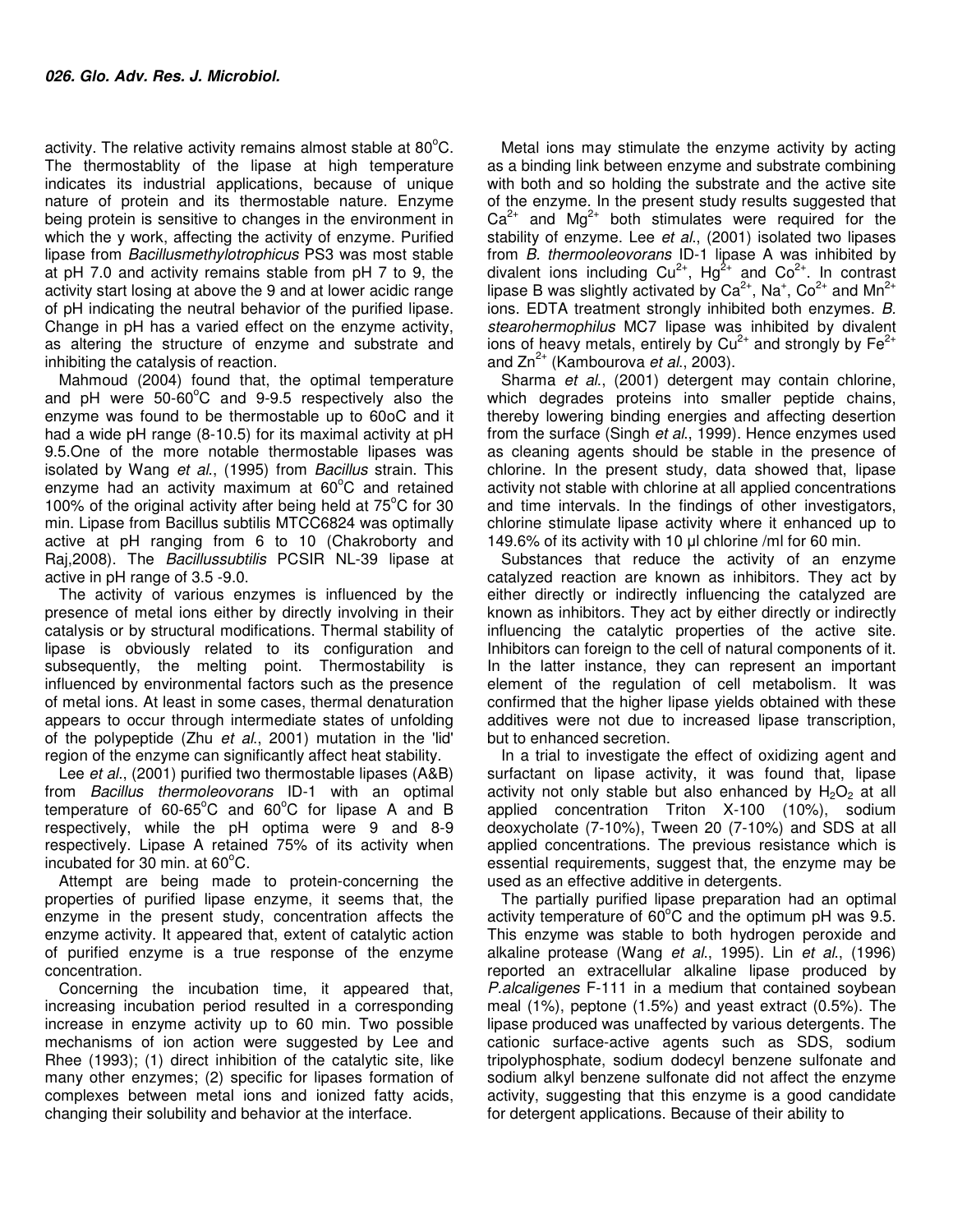activity. The relative activity remains almost stable at 80$^o$C. The thermostablity of the lipase at high temperature indicates its industrial applications, because of unique nature of protein and its thermostable nature. Enzyme being protein is sensitive to changes in the environment in which the y work, affecting the activity of enzyme. Purified lipase from *Bacillusmethylotrophicus* PS3 was most stable at pH 7.0 and activity remains stable from pH 7 to 9, the activity start losing at above the 9 and at lower acidic range of pH indicating the neutral behavior of the purified lipase. Change in pH has a varied effect on the enzyme activity, as altering the structure of enzyme and substrate and inhibiting the catalysis of reaction.

Mahmoud (2004) found that, the optimal temperature and pH were 50-60$^o$C and 9-9.5 respectively also the enzyme was found to be thermostable up to 60oC and it had a wide pH range (8-10.5) for its maximal activity at pH 9.5.One of the more notable thermostable lipases was isolated by Wang *et al*., (1995) from *Bacillus* strain. This enzyme had an activity maximum at 60$^o$C and retained 100% of the original activity after being held at 75$^o$C for 30 min. Lipase from Bacillus subtilis MTCC6824 was optimally active at pH ranging from 6 to 10 (Chakroborty and Raj,2008). The *Bacillussubtilis* PCSIR NL-39 lipase at active in pH range of 3.5 -9.0.

The activity of various enzymes is influenced by the presence of metal ions either by directly involving in their catalysis or by structural modifications. Thermal stability of lipase is obviously related to its configuration and subsequently, the melting point. Thermostability is influenced by environmental factors such as the presence of metal ions. At least in some cases, thermal denaturation appears to occur through intermediate states of unfolding of the polypeptide (Zhu *et al*., 2001) mutation in the 'lid' region of the enzyme can significantly affect heat stability.

Lee *et al*., (2001) purified two thermostable lipases (A&B) from *Bacillus thermoleovorans* ID-1 with an optimal temperature of 60-65$^o$C and 60$^o$C for lipase A and B respectively, while the pH optima were 9 and 8-9 respectively. Lipase A retained 75% of its activity when incubated for 30 min. at 60$^o$C.

Attempt are being made to protein-concerning the properties of purified lipase enzyme, it seems that, the enzyme in the present study, concentration affects the enzyme activity. It appeared that, extent of catalytic action of purified enzyme is a true response of the enzyme concentration.

Concerning the incubation time, it appeared that, increasing incubation period resulted in a corresponding increase in enzyme activity up to 60 min. Two possible mechanisms of ion action were suggested by Lee and Rhee (1993); (1) direct inhibition of the catalytic site, like many other enzymes; (2) specific for lipases formation of complexes between metal ions and ionized fatty acids, changing their solubility and behavior at the interface.

Metal ions may stimulate the enzyme activity by acting as a binding link between enzyme and substrate combining with both and so holding the substrate and the active site of the enzyme. In the present study results suggested that $Ca^{2+}$ and $Mg^{2+}$ both stimulates were required for the stability of enzyme. Lee *et al*., (2001) isolated two lipases from *B. thermooleovorans* ID-1 lipase A was inhibited by divalent ions including $Cu^{2+}$, $Hg^{2+}$ and $Co^{2+}$. In contrast lipase B was slightly activated by $Ca^{2+}$, $Na^{+}$, $Co^{2+}$ and $Mn^{2+}$ ions. EDTA treatment strongly inhibited both enzymes. *B. stearohermophilus* MC7 lipase was inhibited by divalent ions of heavy metals, entirely by $Cu^{2+}$ and strongly by $Fe^{2+}$ and $Zn^{2+}$ (Kambourova *et al*., 2003).

Sharma *et al*., (2001) detergent may contain chlorine, which degrades proteins into smaller peptide chains, thereby lowering binding energies and affecting desertion from the surface (Singh *et al*., 1999). Hence enzymes used as cleaning agents should be stable in the presence of chlorine. In the present study, data showed that, lipase activity not stable with chlorine at all applied concentrations and time intervals. In the findings of other investigators, chlorine stimulate lipase activity where it enhanced up to 149.6% of its activity with 10 µl chlorine /ml for 60 min.

Substances that reduce the activity of an enzyme catalyzed reaction are known as inhibitors. They act by either directly or indirectly influencing the catalyzed are known as inhibitors. They act by either directly or indirectly influencing the catalytic properties of the active site. Inhibitors can foreign to the cell of natural components of it. In the latter instance, they can represent an important element of the regulation of cell metabolism. It was confirmed that the higher lipase yields obtained with these additives were not due to increased lipase transcription, but to enhanced secretion.

In a trial to investigate the effect of oxidizing agent and surfactant on lipase activity, it was found that, lipase activity not only stable but also enhanced by $H_2O_2$ at all applied concentration Triton X-100 (10%), sodium deoxycholate (7-10%), Tween 20 (7-10%) and SDS at all applied concentrations. The previous resistance which is essential requirements, suggest that, the enzyme may be used as an effective additive in detergents.

The partially purified lipase preparation had an optimal activity temperature of 60$^o$C and the optimum pH was 9.5. This enzyme was stable to both hydrogen peroxide and alkaline protease (Wang *et al*., 1995). Lin *et al*., (1996) reported an extracellular alkaline lipase produced by *P.alcaligenes* F-111 in a medium that contained soybean meal (1%), peptone (1.5%) and yeast extract (0.5%). The lipase produced was unaffected by various detergents. The cationic surface-active agents such as SDS, sodium tripolyphosphate, sodium dodecyl benzene sulfonate and sodium alkyl benzene sulfonate did not affect the enzyme activity, suggesting that this enzyme is a good candidate for detergent applications. Because of their ability to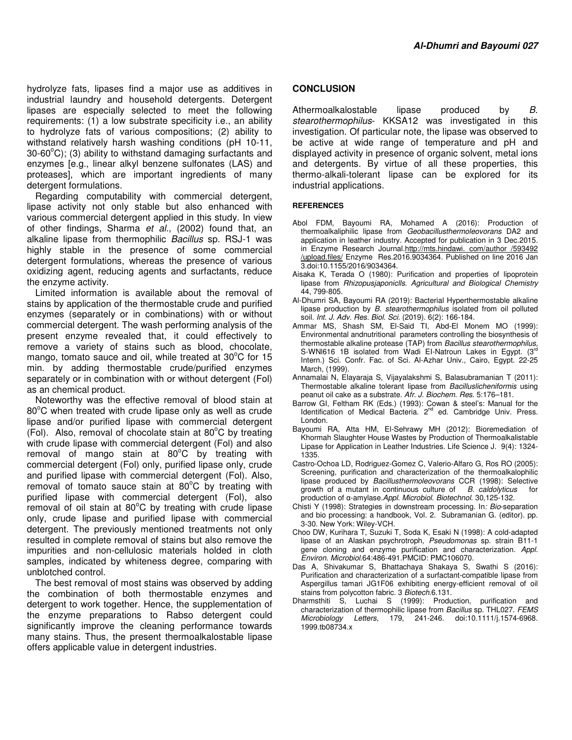hydrolyze fats, lipases find a major use as additives in industrial laundry and household detergents. Detergent lipases are especially selected to meet the following requirements: (1) a low substrate specificity i.e., an ability to hydrolyze fats of various compositions; (2) ability to withstand relatively harsh washing conditions (pH 10-11, 30-60°C); (3) ability to withstand damaging surfactants and enzymes [e.g., linear alkyl benzene sulfonates (LAS) and proteases], which are important ingredients of many detergent formulations.

Regarding computability with commercial detergent, lipase activity not only stable but also enhanced with various commercial detergent applied in this study. In view of other findings, Sharma *et al*., (2002) found that, an alkaline lipase from thermophilic *Bacillus* sp. RSJ-1 was highly stable in the presence of some commercial detergent formulations, whereas the presence of various oxidizing agent, reducing agents and surfactants, reduce the enzyme activity.

Limited information is available about the removal of stains by application of the thermostable crude and purified enzymes (separately or in combinations) with or without commercial detergent. The wash performing analysis of the present enzyme revealed that, it could effectively to remove a variety of stains such as blood, chocolate, mango, tomato sauce and oil, while treated at 30°C for 15 min. by adding thermostable crude/purified enzymes separately or in combination with or without detergent (Fol) as an chemical product.

Noteworthy was the effective removal of blood stain at 80°C when treated with crude lipase only as well as crude lipase and/or purified lipase with commercial detergent (Fol). Also, removal of chocolate stain at 80°C by treating with crude lipase with commercial detergent (Fol) and also removal of mango stain at 80°C by treating with commercial detergent (Fol) only, purified lipase only, crude and purified lipase with commercial detergent (Fol). Also, removal of tomato sauce stain at 80°C by treating with purified lipase with commercial detergent (Fol), also removal of oil stain at 80°C by treating with crude lipase only, crude lipase and purified lipase with commercial detergent. The previously mentioned treatments not only resulted in complete removal of stains but also remove the impurities and non-cellulosic materials holded in cloth samples, indicated by whiteness degree, comparing with unblotched control.

The best removal of most stains was observed by adding the combination of both thermostable enzymes and detergent to work together. Hence, the supplementation of the enzyme preparations to Rabso detergent could significantly improve the cleaning performance towards many stains. Thus, the present thermoalkalostable lipase offers applicable value in detergent industries.

## CONCLUSION

Athermoalkalostable lipase produced by *B. stearothermophilus*- KKSA12 was investigated in this investigation. Of particular note, the lipase was observed to be active at wide range of temperature and pH and displayed activity in presence of organic solvent, metal ions and detergents. By virtue of all these properties, this thermo-alkali-tolerant lipase can be explored for its industrial applications.

### REFERENCES

Abol FDM, Bayoumi RA, Mohamed A (2016): Production of thermoalkaliphilic lipase from *Geobacillusthermoleovorans* DA2 and application in leather industry. Accepted for publication in 3 Dec.2015. in Enzyme Research Journal.http://mts.hindawi. com/author /593492 /upload.files/ Enzyme Res.2016.9034364. Published on line 2016 Jan 3.doi:10.1155/2016/9034364.

Aisaka K, Terada O (1980): Purification and properties of lipoprotein lipase from *Rhizopusjaponiclls. Agricultural and Biological Chemistry* 44, 799-805.

Al-Dhumri SA, Bayoumi RA (2019): Bacterial Hyperthermostable alkaline lipase production by *B. stearothermophilus* isolated from oil polluted soil. *Int. J. Adv. Res. Biol. Sci.* (2019). 6(2): 166-184.

Ammar MS, Shash SM, El-Said TI, Abd-El Monem MO (1999): Environmental andnutritional parameters controlling the biosynthesis of thermostable alkaline protease (TAP) from *Bacillus stearothermophilus*, S-WNl616 1B isolated from Wadi El-Natroun Lakes in Egypt. (3rd Intern.) Sci. Confr. Fac. of Sci. Al-Azhar Univ., Cairo, Egypt. 22-25 March, (1999).

Annamalai N, Elayaraja S, Vijayalakshmi S, Balasubramanian T (2011): Thermostable alkaline tolerant lipase from *Bacilluslicheniformis* using peanut oil cake as a substrate. *Afr. J. Biochem. Res.* 5:176–181.

Barrow GI, Feltham RK (Eds.) (1993): Cowan & steel's: Manual for the Identification of Medical Bacteria. 2nd ed. Cambridge Univ. Press. London.

Bayoumi RA, Atta HM, El-Sehrawy MH (2012): Bioremediation of Khormah Slaughter House Wastes by Production of Thermoalkalistable Lipase for Application in Leather Industries. Life Science J. 9(4): 1324-1335.

Castro-Ochoa LD, Rodriguez-Gomez C, Valerio-Alfaro G, Ros RO (2005): Screening, purification and characterization of the thermoalkalophilic lipase produced by *Bacillusthermoleovorans* CCR (1998): Selective growth of a mutant in continuous culture of *B. caldolyticus* for production of α-amylase.*Appl. Microbiol. Biotechnol.* 30,125-132.

Chisti Y (1998): Strategies in downstream processing. In*: Bio*-separation and bio processing: a handbook, Vol. 2. Subramanian G. (editor). pp. 3-30. New York: Wiley-VCH.

Choo DW, Kurihara T, Suzuki T, Soda K, Esaki N (1998): A cold-adapted lipase of an Alaskan psychrotroph, *Pseudomonas* sp. strain B11-1 gene cloning and enzyme purification and characterization. *Appl. Environ. Microbiol.*64:486-491.PMCID: PMC106070.

Das A, Shivakumar S, Bhattachaya Shakaya S, Swathi S (2016): Purification and characterization of a surfactant-compatible lipase from Aspergillus tamari JG1F06 exhibiting energy-efficient removal of oil stains from polycotton fabric. 3 *Biotech.*6.131.

Dharmsthiti S, Luchai S (1999): Production, purification and characterization of thermophilic lipase from *Bacillus* sp. THL027. *FEMS Microbiology Letters*, 179, 241-246. doi:10.1111/j.1574-6968. 1999.tb08734.x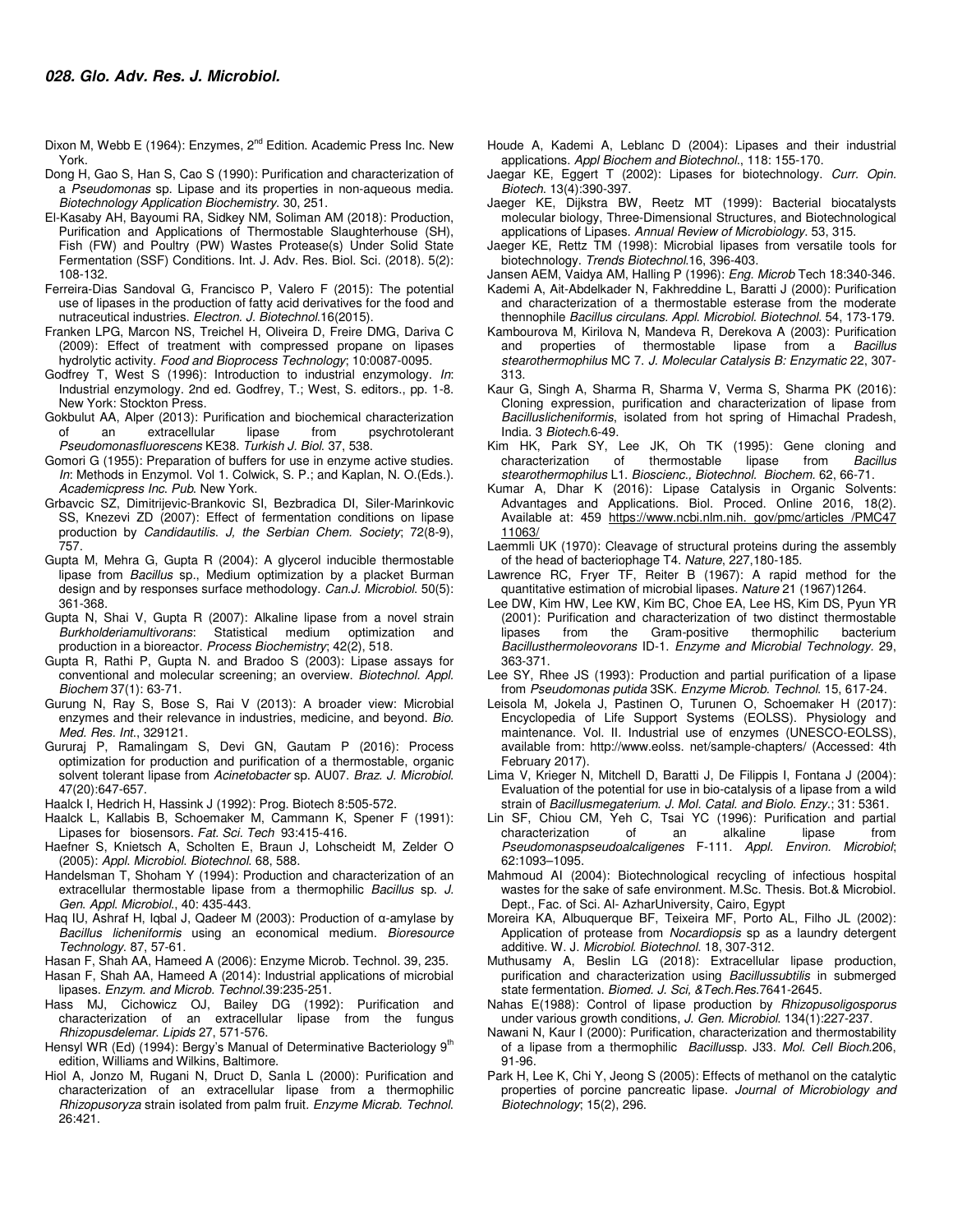Dixon M, Webb E (1964): Enzymes, 2nd Edition. Academic Press Inc. New York.

Dong H, Gao S, Han S, Cao S (1990): Purification and characterization of a *Pseudomonas* sp. Lipase and its properties in non-aqueous media. *Biotechnology Application Biochemistry*. 30, 251.

El-Kasaby AH, Bayoumi RA, Sidkey NM, Soliman AM (2018): Production, Purification and Applications of Thermostable Slaughterhouse (SH), Fish (FW) and Poultry (PW) Wastes Protease(s) Under Solid State Fermentation (SSF) Conditions. Int. J. Adv. Res. Biol. Sci. (2018). 5(2): 108-132.

Ferreira-Dias Sandoval G, Francisco P, Valero F (2015): The potential use of lipases in the production of fatty acid derivatives for the food and nutraceutical industries. *Electron. J. Biotechnol.*16(2015).

Franken LPG, Marcon NS, Treichel H, Oliveira D, Freire DMG, Dariva C (2009): Effect of treatment with compressed propane on lipases hydrolytic activity. *Food and Bioprocess Technology*; 10:0087-0095.

Godfrey T, West S (1996): Introduction to industrial enzymology. *In*: Industrial enzymology. 2nd ed. Godfrey, T.; West, S. editors., pp. 1-8. New York: Stockton Press.

Gokbulut AA, Alper (2013): Purification and biochemical characterization of an extracellular lipase from psychrotolerant *Pseudomonasfluorescens* KE38. *Turkish J. Biol.* 37, 538.

Gomori G (1955): Preparation of buffers for use in enzyme active studies. *In*: Methods in Enzymol. Vol 1. Colwick, S. P.; and Kaplan, N. O.(Eds.). *Academicpress Inc. Pub*. New York.

Grbavcic SZ, Dimitrijevic-Brankovic SI, Bezbradica DI, Siler-Marinkovic SS, Knezevi ZD (2007): Effect of fermentation conditions on lipase production by *Candidautilis*. *J, the Serbian Chem. Society*; 72(8-9), 757.

Gupta M, Mehra G, Gupta R (2004): A glycerol inducible thermostable lipase from *Bacillus* sp., Medium optimization by a placket Burman design and by responses surface methodology. *Can.J. Microbiol*. 50(5): 361-368.

Gupta N, Shai V, Gupta R (2007): Alkaline lipase from a novel strain *Burkholderiamultivorans*: Statistical medium optimization and production in a bioreactor. *Process Biochemistry*; 42(2), 518.

Gupta R, Rathi P, Gupta N. and Bradoo S (2003): Lipase assays for conventional and molecular screening; an overview. *Biotechnol. Appl. Biochem* 37(1): 63-71.

Gurung N, Ray S, Bose S, Rai V (2013): A broader view: Microbial enzymes and their relevance in industries, medicine, and beyond. *Bio. Med. Res. Int.*, 329121.

Gururaj P, Ramalingam S, Devi GN, Gautam P (2016): Process optimization for production and purification of a thermostable, organic solvent tolerant lipase from *Acinetobacter* sp. AU07. *Braz. J. Microbiol.* 47(20):647-657.

Haalck I, Hedrich H, Hassink J (1992): Prog. Biotech 8:505-572.

Haalck L, Kallabis B, Schoemaker M, Cammann K, Spener F (1991): Lipases for biosensors. *Fat. Sci. Tech* 93:415-416.

Haefner S, Knietsch A, Scholten E, Braun J, Lohscheidt M, Zelder O (2005): *Appl. Microbiol. Biotechnol.* 68, 588.

Handelsman T, Shoham Y (1994): Production and characterization of an extracellular thermostable lipase from a thermophilic *Bacillus* sp. *J. Gen. Appl. Microbiol.*, 40: 435-443.

Haq IU, Ashraf H, Iqbal J, Qadeer M (2003): Production of α-amylase by *Bacillus licheniformis* using an economical medium. *Bioresource Technology.* 87, 57-61.

Hasan F, Shah AA, Hameed A (2006): Enzyme Microb. Technol. 39, 235.

Hasan F, Shah AA, Hameed A (2014): Industrial applications of microbial lipases. *Enzym. and Microb. Technol.*39:235-251.

Hass MJ, Cichowicz OJ, Bailey DG (1992): Purification and characterization of an extracellular lipase from the fungus *Rhizopusdelemar*. *Lipids* 27, 571-576.

Hensyl WR (Ed) (1994): Bergy's Manual of Determinative Bacteriology 9th edition, Williams and Wilkins, Baltimore.

Hiol A, Jonzo M, Rugani N, Druct D, Sanla L (2000): Purification and characterization of an extracellular lipase from a thermophilic *Rhizopusoryza* strain isolated from palm fruit. *Enzyme Micrab. Technol.* 26:421.

Houde A, Kademi A, Leblanc D (2004): Lipases and their industrial applications. *Appl Biochem and Biotechnol.*, 118: 155-170.

Jaegar KE, Eggert T (2002): Lipases for biotechnology. *Curr. Opin. Biotech*. 13(4):390-397.

Jaeger KE, Dijkstra BW, Reetz MT (1999): Bacterial biocatalysts molecular biology, Three-Dimensional Structures, and Biotechnological applications of Lipases. *Annual Review of Microbiology*. 53, 315.

Jaeger KE, Rettz TM (1998): Microbial lipases from versatile tools for biotechnology. *Trends Biotechnol.*16, 396-403.

Jansen AEM, Vaidya AM, Halling P (1996): *Eng. Microb* Tech 18:340-346.

Kademi A, Ait-Abdelkader N, Fakhreddine L, Baratti J (2000): Purification and characterization of a thermostable esterase from the moderate thennophile *Bacillus circulans. Appl. Microbiol. Biotechnol.* 54, 173-179.

Kambourova M, Kirilova N, Mandeva R, Derekova A (2003): Purification and properties of thermostable lipase from a *Bacillus stearothermophilus* MC 7. *J. Molecular Catalysis B: Enzymatic* 22, 307-313.

Kaur G, Singh A, Sharma R, Sharma V, Verma S, Sharma PK (2016): Cloning expression, purification and characterization of lipase from *Bacilluslicheniformis*, isolated from hot spring of Himachal Pradesh, India. 3 *Biotech*.6-49.

Kim HK, Park SY, Lee JK, Oh TK (1995): Gene cloning and characterization of thermostable lipase from *Bacillus stearothermophilus* L1. *Bioscienc., Biotechnol. Biochem.* 62, 66-71.

Kumar A, Dhar K (2016): Lipase Catalysis in Organic Solvents: Advantages and Applications. Biol. Proced. Online 2016, 18(2). Available at: 459 https://www.ncbi.nlm.nih. gov/pmc/articles /PMC4711063/

Laemmli UK (1970): Cleavage of structural proteins during the assembly of the head of bacteriophage T4. *Nature*, 227,180-185.

Lawrence RC, Fryer TF, Reiter B (1967): A rapid method for the quantitative estimation of microbial lipases. *Nature* 21 (1967)1264.

Lee DW, Kim HW, Lee KW, Kim BC, Choe EA, Lee HS, Kim DS, Pyun YR (2001): Purification and characterization of two distinct thermostable lipases from the Gram-positive thermophilic bacterium *Bacillusthermoleovorans* ID-1. *Enzyme and Microbial Technology*. 29, 363-371.

Lee SY, Rhee JS (1993): Production and partial purification of a lipase from *Pseudomonas putida* 3SK. *Enzyme Microb. Technol.* 15, 617-24.

Leisola M, Jokela J, Pastinen O, Turunen O, Schoemaker H (2017): Encyclopedia of Life Support Systems (EOLSS). Physiology and maintenance. Vol. II. Industrial use of enzymes (UNESCO-EOLSS), available from: http://www.eolss. net/sample-chapters/ (Accessed: 4th February 2017).

Lima V, Krieger N, Mitchell D, Baratti J, De Filippis I, Fontana J (2004): Evaluation of the potential for use in bio-catalysis of a lipase from a wild strain of *Bacillusmegaterium*. *J. Mol. Catal. and Biolo. Enzy.*; 31: 5361.

Lin SF, Chiou CM, Yeh C, Tsai YC (1996): Purification and partial characterization of an alkaline lipase from *Pseudomonaspseudoalcaligenes* F-111. *Appl. Environ. Microbiol*; 62:1093–1095.

Mahmoud AI (2004): Biotechnological recycling of infectious hospital wastes for the sake of safe environment. M.Sc. Thesis. Bot.& Microbiol. Dept., Fac. of Sci. Al- AzharUniversity, Cairo, Egypt

Moreira KA, Albuquerque BF, Teixeira MF, Porto AL, Filho JL (2002): Application of protease from *Nocardiopsis* sp as a laundry detergent additive. W. J. *Microbiol. Biotechnol.* 18, 307-312.

Muthusamy A, Beslin LG (2018): Extracellular lipase production, purification and characterization using *Bacillussubtilis* in submerged state fermentation. *Biomed. J. Sci, &Tech.Res.*7641-2645.

Nahas E(1988): Control of lipase production by *Rhizopusoligosporus* under various growth conditions, *J. Gen. Microbiol.* 134(1):227-237.

Nawani N, Kaur I (2000): Purification, characterization and thermostability of a lipase from a thermophilic *Bacillus*sp. J33. *Mol. Cell Bioch.*206, 91-96.

Park H, Lee K, Chi Y, Jeong S (2005): Effects of methanol on the catalytic properties of porcine pancreatic lipase. *Journal of Microbiology and Biotechnology*; 15(2), 296.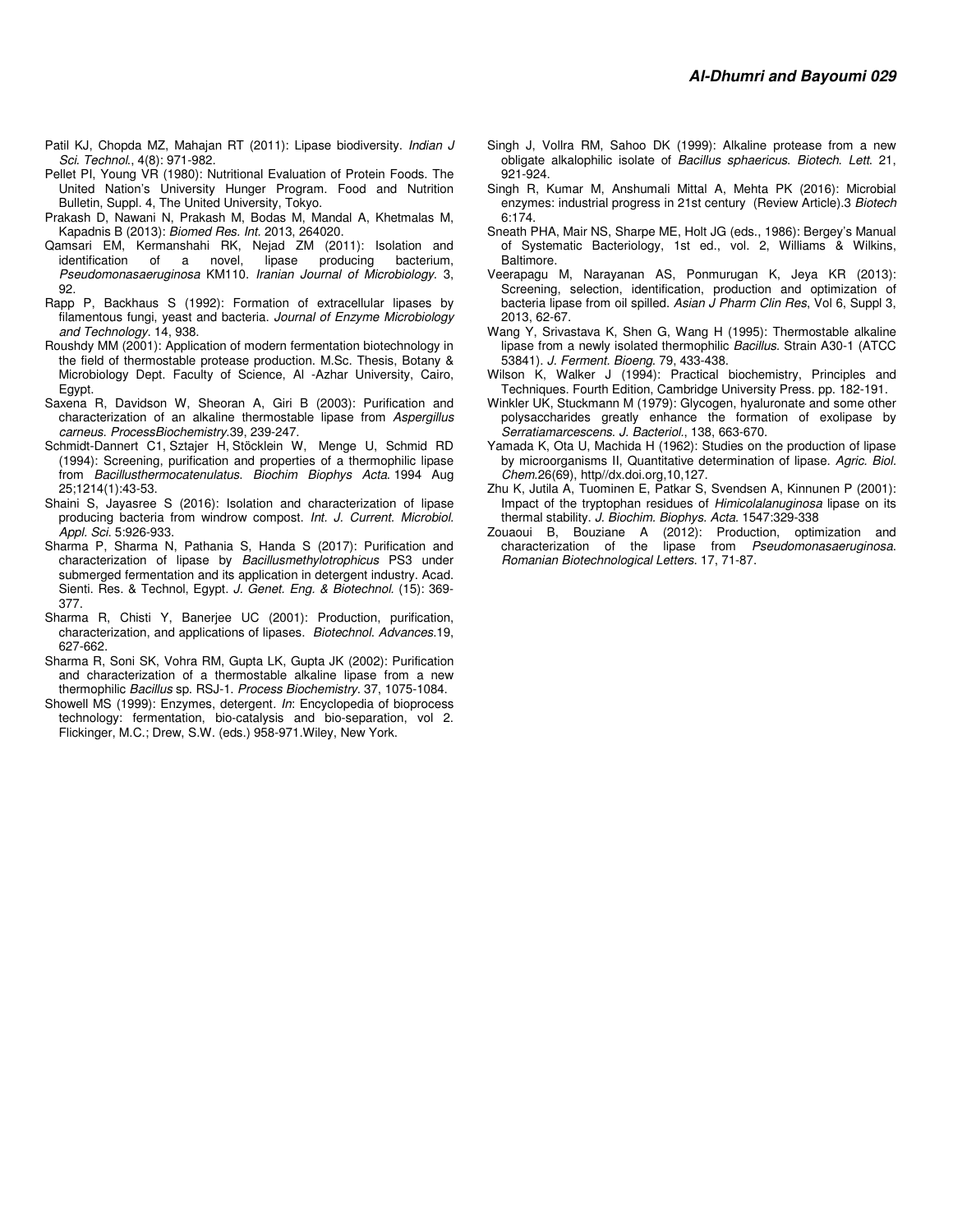Patil KJ, Chopda MZ, Mahajan RT (2011): Lipase biodiversity. *Indian J Sci. Technol.*, 4(8): 971-982.

Pellet PI, Young VR (1980): Nutritional Evaluation of Protein Foods. The United Nation's University Hunger Program. Food and Nutrition Bulletin, Suppl. 4, The United University, Tokyo.

Prakash D, Nawani N, Prakash M, Bodas M, Mandal A, Khetmalas M, Kapadnis B (2013): *Biomed Res. Int.* 2013, 264020.

Qamsari EM, Kermanshahi RK, Nejad ZM (2011): Isolation and identification of a novel, lipase producing bacterium, *Pseudomonasaeruginosa* KM110. *Iranian Journal of Microbiology.* 3, 92.

Rapp P, Backhaus S (1992): Formation of extracellular lipases by filamentous fungi, yeast and bacteria. *Journal of Enzyme Microbiology and Technology.* 14, 938.

Roushdy MM (2001): Application of modern fermentation biotechnology in the field of thermostable protease production. M.Sc. Thesis, Botany & Microbiology Dept. Faculty of Science, Al -Azhar University, Cairo, Egypt.

Saxena R, Davidson W, Sheoran A, Giri B (2003): Purification and characterization of an alkaline thermostable lipase from *Aspergillus carneus*. *ProcessBiochemistry.*39, 239-247.

Schmidt-Dannert C1, Sztajer H, Stöcklein W, Menge U, Schmid RD (1994): Screening, purification and properties of a thermophilic lipase from *Bacillusthermocatenulatus. Biochim Biophys Acta*. 1994 Aug 25;1214(1):43-53.

Shaini S, Jayasree S (2016): Isolation and characterization of lipase producing bacteria from windrow compost. *Int. J. Current. Microbiol. Appl. Sci.* 5:926-933.

Sharma P, Sharma N, Pathania S, Handa S (2017): Purification and characterization of lipase by *Bacillusmethylotrophicus* PS3 under submerged fermentation and its application in detergent industry. Acad. Sienti. Res. & Technol, Egypt. *J. Genet. Eng. & Biotechnol.* (15): 369-377.

Sharma R, Chisti Y, Banerjee UC (2001): Production, purification, characterization, and applications of lipases. *Biotechnol. Advances.*19, 627-662.

Sharma R, Soni SK, Vohra RM, Gupta LK, Gupta JK (2002): Purification and characterization of a thermostable alkaline lipase from a new thermophilic *Bacillus* sp. RSJ-1. *Process Biochemistry.* 37, 1075-1084.

Showell MS (1999): Enzymes, detergent. *In*: Encyclopedia of bioprocess technology: fermentation, bio-catalysis and bio-separation, vol 2. Flickinger, M.C.; Drew, S.W. (eds.) 958-971.Wiley, New York.

Singh J, Vollra RM, Sahoo DK (1999): Alkaline protease from a new obligate alkalophilic isolate of *Bacillus sphaericus*. *Biotech. Lett.* 21, 921-924.

Singh R, Kumar M, Anshumali Mittal A, Mehta PK (2016): Microbial enzymes: industrial progress in 21st century (Review Article).3 *Biotech* 6:174.

Sneath PHA, Mair NS, Sharpe ME, Holt JG (eds., 1986): Bergey's Manual of Systematic Bacteriology, 1st ed., vol. 2, Williams & Wilkins, Baltimore.

Veerapagu M, Narayanan AS, Ponmurugan K, Jeya KR (2013): Screening, selection, identification, production and optimization of bacteria lipase from oil spilled. *Asian J Pharm Clin Res*, Vol 6, Suppl 3, 2013, 62-67.

Wang Y, Srivastava K, Shen G, Wang H (1995): Thermostable alkaline lipase from a newly isolated thermophilic *Bacillus.* Strain A30-1 (ATCC 53841). *J. Ferment. Bioeng.* 79, 433-438.

Wilson K, Walker J (1994): Practical biochemistry, Principles and Techniques. Fourth Edition, Cambridge University Press. pp. 182-191.

Winkler UK, Stuckmann M (1979): Glycogen, hyaluronate and some other polysaccharides greatly enhance the formation of exolipase by *Serratiamarcescens*. *J. Bacteriol.*, 138, 663-670.

Yamada K, Ota U, Machida H (1962): Studies on the production of lipase by microorganisms II, Quantitative determination of lipase. *Agric. Biol. Chem.*26(69), http//dx.doi.org,10,127.

Zhu K, Jutila A, Tuominen E, Patkar S, Svendsen A, Kinnunen P (2001): Impact of the tryptophan residues of *Himicolalanuginosa* lipase on its thermal stability. *J. Biochim. Biophys. Acta.* 1547:329-338

Zouaoui B, Bouziane A (2012): Production, optimization and characterization of the lipase from *Pseudomonasaeruginosa*. *Romanian Biotechnological Letters*. 17, 71-87.